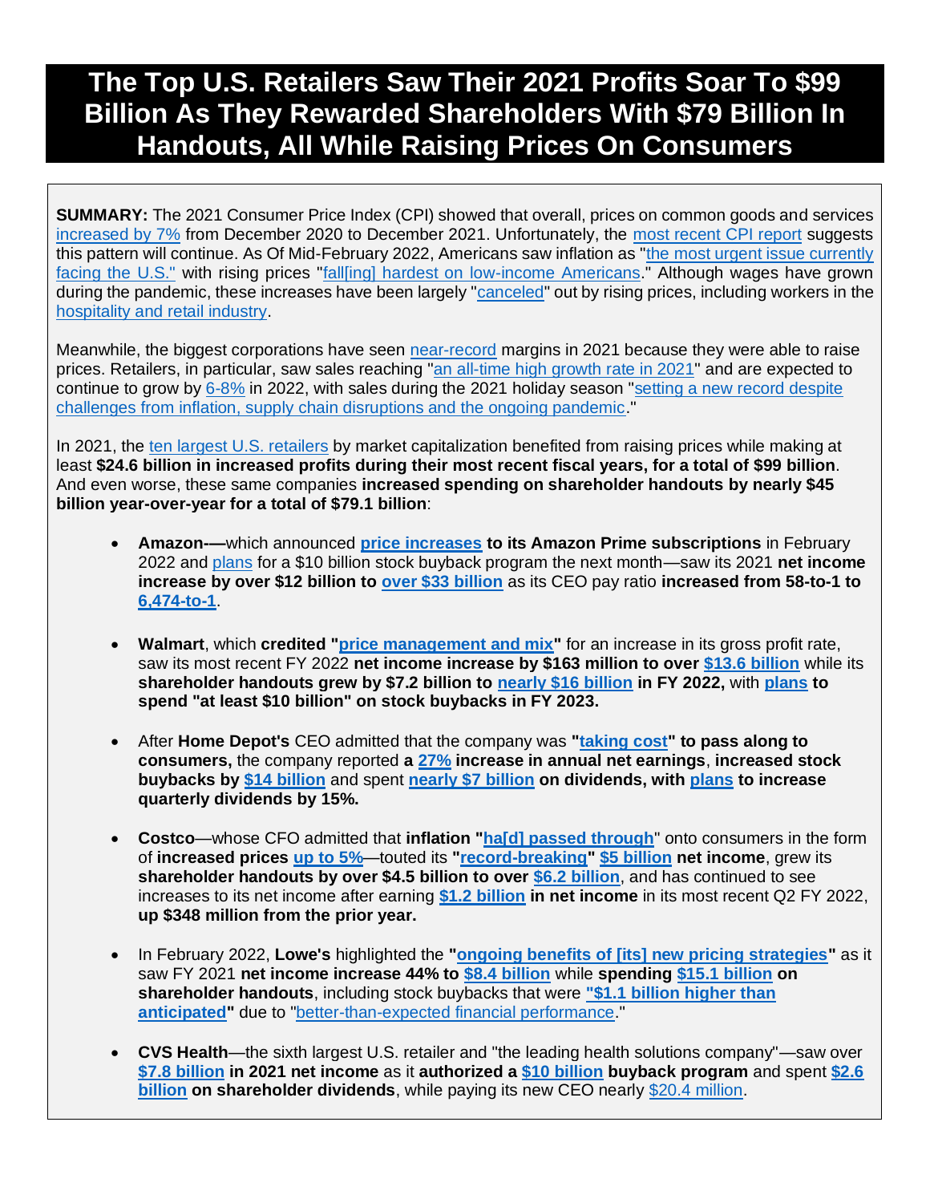# The Top U.S. Retailers Saw Their 2021 Profits Soar To $99 Billion As They Rewarded Shareholders With $79 Billion In Handouts, All While Raising Prices On Consumers

**SUMMARY:** The 2021 Consumer Price Index (CPI) showed that overall, prices on common goods and services increased by 7% from December 2020 to December 2021. Unfortunately, the most recent CPI report suggests this pattern will continue. As Of Mid-February 2022, Americans saw inflation as "the most urgent issue currently facing the U.S." with rising prices "fall[ing] hardest on low-income Americans." Although wages have grown during the pandemic, these increases have been largely "canceled" out by rising prices, including workers in the hospitality and retail industry.

Meanwhile, the biggest corporations have seen near-record margins in 2021 because they were able to raise prices. Retailers, in particular, saw sales reaching "an all-time high growth rate in 2021" and are expected to continue to grow by 6-8% in 2022, with sales during the 2021 holiday season "setting a new record despite challenges from inflation, supply chain disruptions and the ongoing pandemic."

In 2021, the ten largest U.S. retailers by market capitalization benefited from raising prices while making at least **$24.6 billion in increased profits during their most recent fiscal years, for a total of $99 billion**. And even worse, these same companies **increased spending on shareholder handouts by nearly $45 billion year-over-year for a total of $79.1 billion**:

- **Amazon-—**which announced **price increases to its Amazon Prime subscriptions** in February 2022 and plans for a $10 billion stock buyback program the next month—saw its 2021 **net income increase by over $12 billion to over $33 billion** as its CEO pay ratio **increased from 58-to-1 to 6,474-to-1**.

- **Walmart**, which **credited "price management and mix"** for an increase in its gross profit rate, saw its most recent FY 2022 **net income increase by $163 million to over $13.6 billion** while its **shareholder handouts grew by $7.2 billion to nearly $16 billion in FY 2022, with plans to spend "at least $10 billion" on stock buybacks in FY 2023.**

- After **Home Depot's** CEO admitted that the company was **"taking cost" to pass along to consumers,** the company reported **a 27% increase in annual net earnings**, **increased stock buybacks by $14 billion** and spent **nearly $7 billion on dividends, with plans to increase quarterly dividends by 15%.**

- **Costco**—whose CFO admitted that **inflation "ha[d] passed through**" onto consumers in the form of **increased prices up to 5%**—touted its **"record-breaking" $5 billion net income**, grew its **shareholder handouts by over $4.5 billion to over $6.2 billion**, and has continued to see increases to its net income after earning **$1.2 billion in net income** in its most recent Q2 FY 2022, **up $348 million from the prior year.**

- In February 2022, **Lowe's** highlighted the **"ongoing benefits of [its] new pricing strategies"** as it saw FY 2021 **net income increase 44% to $8.4 billion** while **spending $15.1 billion on shareholder handouts**, including stock buybacks that were **"$1.1 billion higher than anticipated"** due to "better-than-expected financial performance."

- **CVS Health**—the sixth largest U.S. retailer and "the leading health solutions company"—saw over **$7.8 billion in 2021 net income** as it **authorized a $10 billion buyback program** and spent **$2.6 billion on shareholder dividends**, while paying its new CEO nearly $20.4 million.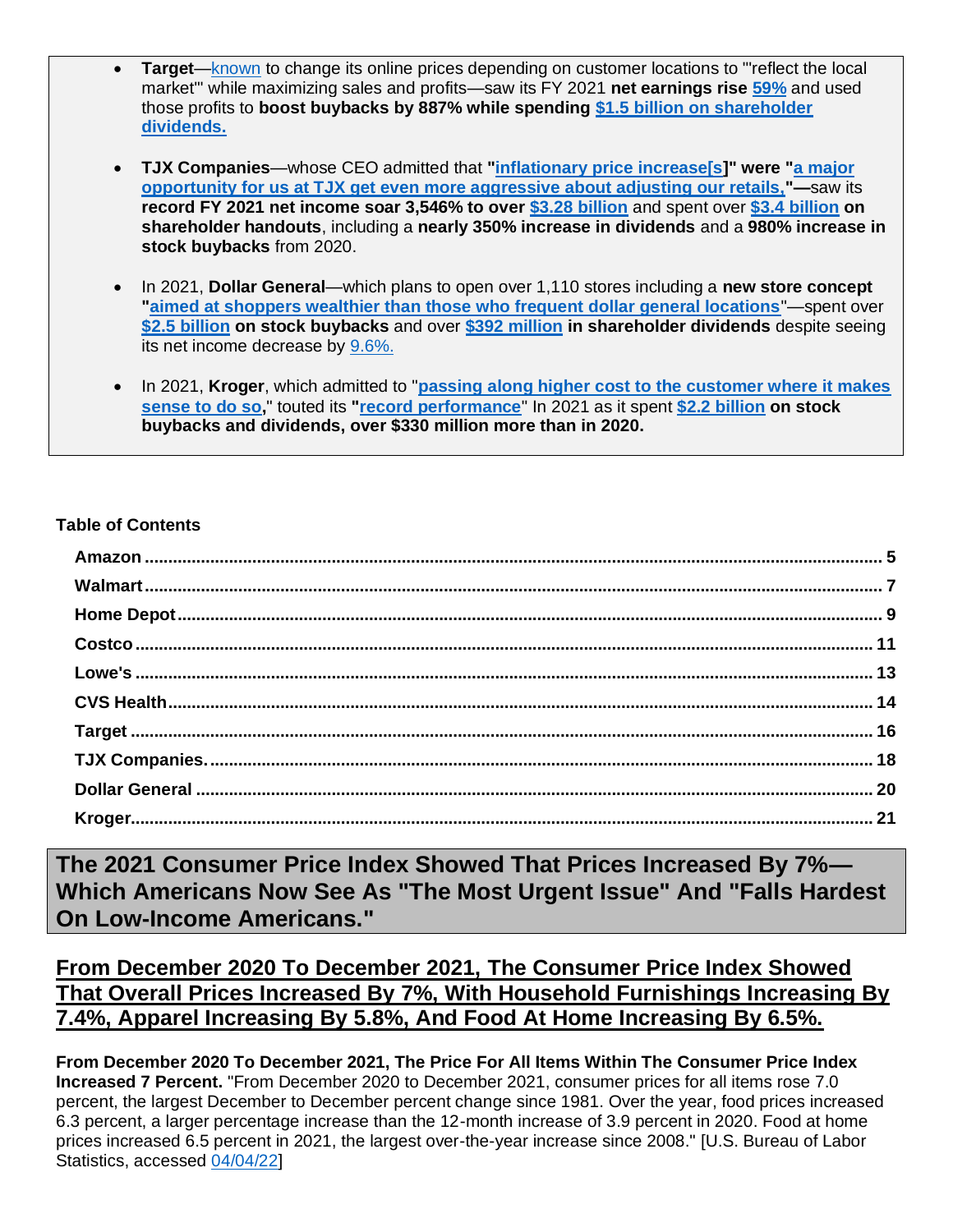- **Target**—known to change its online prices depending on customer locations to "'reflect the local market'" while maximizing sales and profits—saw its FY 2021 **net earnings rise 59%** and used those profits to **boost buybacks by 887% while spending $1.5 billion on shareholder dividends.**

- **TJX Companies**—whose CEO admitted that **"inflationary price increase[s]" were "a major opportunity for us at TJX get even more aggressive about adjusting our retails,"—**saw its **record FY 2021 net income soar 3,546% to over $3.28 billion** and spent over **$3.4 billion on shareholder handouts**, including a **nearly 350% increase in dividends** and a **980% increase in stock buybacks** from 2020.

- In 2021, **Dollar General**—which plans to open over 1,110 stores including a **new store concept "aimed at shoppers wealthier than those who frequent dollar general locations"**—spent over **$2.5 billion on stock buybacks** and over **$392 million in shareholder dividends** despite seeing its net income decrease by 9.6%.

- In 2021, **Kroger**, which admitted to "**passing along higher cost to the customer where it makes sense to do so**," touted its **"record performance"** In 2021 as it spent **$2.2 billion on stock buybacks and dividends, over $330 million more than in 2020.**

**Table of Contents**

| | |
|---|---|
| **Amazon** | **5** |
| **Walmart** | **7** |
| **Home Depot** | **9** |
| **Costco** | **11** |
| **Lowe's** | **13** |
| **CVS Health** | **14** |
| **Target** | **16** |
| **TJX Companies.** | **18** |
| **Dollar General** | **20** |
| **Kroger** | **21** |

# The 2021 Consumer Price Index Showed That Prices Increased By 7%—Which Americans Now See As "The Most Urgent Issue" And "Falls Hardest On Low-Income Americans."

## From December 2020 To December 2021, The Consumer Price Index Showed That Overall Prices Increased By 7%, With Household Furnishings Increasing By 7.4%, Apparel Increasing By 5.8%, And Food At Home Increasing By 6.5%.

**From December 2020 To December 2021, The Price For All Items Within The Consumer Price Index Increased 7 Percent.** "From December 2020 to December 2021, consumer prices for all items rose 7.0 percent, the largest December to December percent change since 1981. Over the year, food prices increased 6.3 percent, a larger percentage increase than the 12-month increase of 3.9 percent in 2020. Food at home prices increased 6.5 percent in 2021, the largest over-the-year increase since 2008." [U.S. Bureau of Labor Statistics, accessed 04/04/22]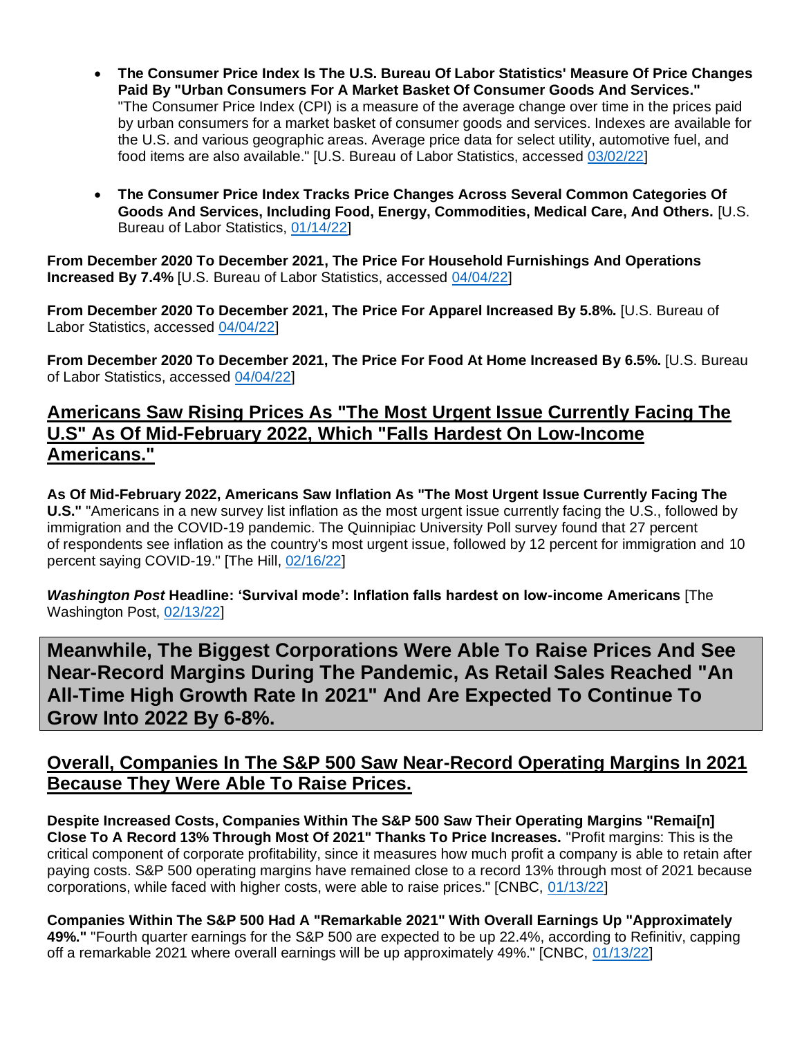- **The Consumer Price Index Is The U.S. Bureau Of Labor Statistics' Measure Of Price Changes Paid By "Urban Consumers For A Market Basket Of Consumer Goods And Services."** "The Consumer Price Index (CPI) is a measure of the average change over time in the prices paid by urban consumers for a market basket of consumer goods and services. Indexes are available for the U.S. and various geographic areas. Average price data for select utility, automotive fuel, and food items are also available." [U.S. Bureau of Labor Statistics, accessed 03/02/22]

- **The Consumer Price Index Tracks Price Changes Across Several Common Categories Of Goods And Services, Including Food, Energy, Commodities, Medical Care, And Others.** [U.S. Bureau of Labor Statistics, 01/14/22]

**From December 2020 To December 2021, The Price For Household Furnishings And Operations Increased By 7.4%** [U.S. Bureau of Labor Statistics, accessed 04/04/22]

**From December 2020 To December 2021, The Price For Apparel Increased By 5.8%.** [U.S. Bureau of Labor Statistics, accessed 04/04/22]

**From December 2020 To December 2021, The Price For Food At Home Increased By 6.5%.** [U.S. Bureau of Labor Statistics, accessed 04/04/22]

## Americans Saw Rising Prices As "The Most Urgent Issue Currently Facing The U.S" As Of Mid-February 2022, Which "Falls Hardest On Low-Income Americans."

**As Of Mid-February 2022, Americans Saw Inflation As "The Most Urgent Issue Currently Facing The U.S."** "Americans in a new survey list inflation as the most urgent issue currently facing the U.S., followed by immigration and the COVID-19 pandemic. The Quinnipiac University Poll survey found that 27 percent of respondents see inflation as the country's most urgent issue, followed by 12 percent for immigration and 10 percent saying COVID-19." [The Hill, 02/16/22]

***Washington Post* Headline: 'Survival mode': Inflation falls hardest on low-income Americans** [The Washington Post, 02/13/22]

# Meanwhile, The Biggest Corporations Were Able To Raise Prices And See Near-Record Margins During The Pandemic, As Retail Sales Reached "An All-Time High Growth Rate In 2021" And Are Expected To Continue To Grow Into 2022 By 6-8%.

## Overall, Companies In The S&P 500 Saw Near-Record Operating Margins In 2021 Because They Were Able To Raise Prices.

**Despite Increased Costs, Companies Within The S&P 500 Saw Their Operating Margins "Remai[n] Close To A Record 13% Through Most Of 2021" Thanks To Price Increases.** "Profit margins: This is the critical component of corporate profitability, since it measures how much profit a company is able to retain after paying costs. S&P 500 operating margins have remained close to a record 13% through most of 2021 because corporations, while faced with higher costs, were able to raise prices." [CNBC, 01/13/22]

**Companies Within The S&P 500 Had A "Remarkable 2021" With Overall Earnings Up "Approximately 49%."** "Fourth quarter earnings for the S&P 500 are expected to be up 22.4%, according to Refinitiv, capping off a remarkable 2021 where overall earnings will be up approximately 49%." [CNBC, 01/13/22]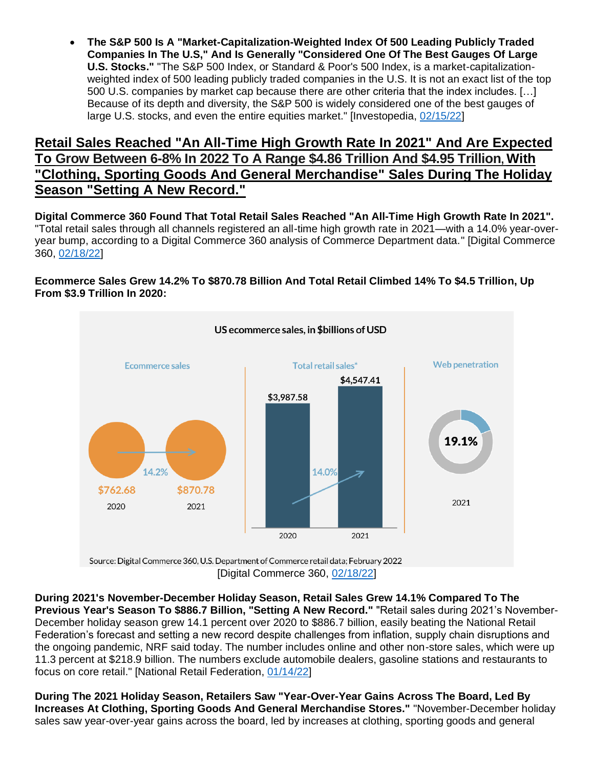- **The S&P 500 Is A "Market-Capitalization-Weighted Index Of 500 Leading Publicly Traded Companies In The U.S," And Is Generally "Considered One Of The Best Gauges Of Large U.S. Stocks."** "The S&P 500 Index, or Standard & Poor's 500 Index, is a market-capitalization-weighted index of 500 leading publicly traded companies in the U.S. It is not an exact list of the top 500 U.S. companies by market cap because there are other criteria that the index includes. […] Because of its depth and diversity, the S&P 500 is widely considered one of the best gauges of large U.S. stocks, and even the entire equities market." [Investopedia, 02/15/22]

## Retail Sales Reached "An All-Time High Growth Rate In 2021" And Are Expected To Grow Between 6-8% In 2022 To A Range $4.86 Trillion And $4.95 Trillion, With "Clothing, Sporting Goods And General Merchandise" Sales During The Holiday Season "Setting A New Record."

**Digital Commerce 360 Found That Total Retail Sales Reached "An All-Time High Growth Rate In 2021".** "Total retail sales through all channels registered an all-time high growth rate in 2021—with a 14.0% year-over-year bump, according to a Digital Commerce 360 analysis of Commerce Department data." [Digital Commerce 360, 02/18/22]

**Ecommerce Sales Grew 14.2% To $870.78 Billion And Total Retail Climbed 14% To $4.5 Trillion, Up From $3.9 Trillion In 2020:**

US ecommerce sales, in $billions of USD

| | 2020 | 2021 | Growth |
|---|---|---|---|
| Ecommerce sales | $762.68 | $870.78 | 14.2% |
| Total retail sales* | $3,987.58 | $4,547.41 | 14.0% |
| Web penetration | | 19.1% | |

Source: Digital Commerce 360, U.S. Department of Commerce retail data; February 2022

[Digital Commerce 360, 02/18/22]

**During 2021's November-December Holiday Season, Retail Sales Grew 14.1% Compared To The Previous Year's Season To $886.7 Billion, "Setting A New Record."** "Retail sales during 2021's November-December holiday season grew 14.1 percent over 2020 to $886.7 billion, easily beating the National Retail Federation's forecast and setting a new record despite challenges from inflation, supply chain disruptions and the ongoing pandemic, NRF said today. The number includes online and other non-store sales, which were up 11.3 percent at $218.9 billion. The numbers exclude automobile dealers, gasoline stations and restaurants to focus on core retail." [National Retail Federation, 01/14/22]

**During The 2021 Holiday Season, Retailers Saw "Year-Over-Year Gains Across The Board, Led By Increases At Clothing, Sporting Goods And General Merchandise Stores."** "November-December holiday sales saw year-over-year gains across the board, led by increases at clothing, sporting goods and general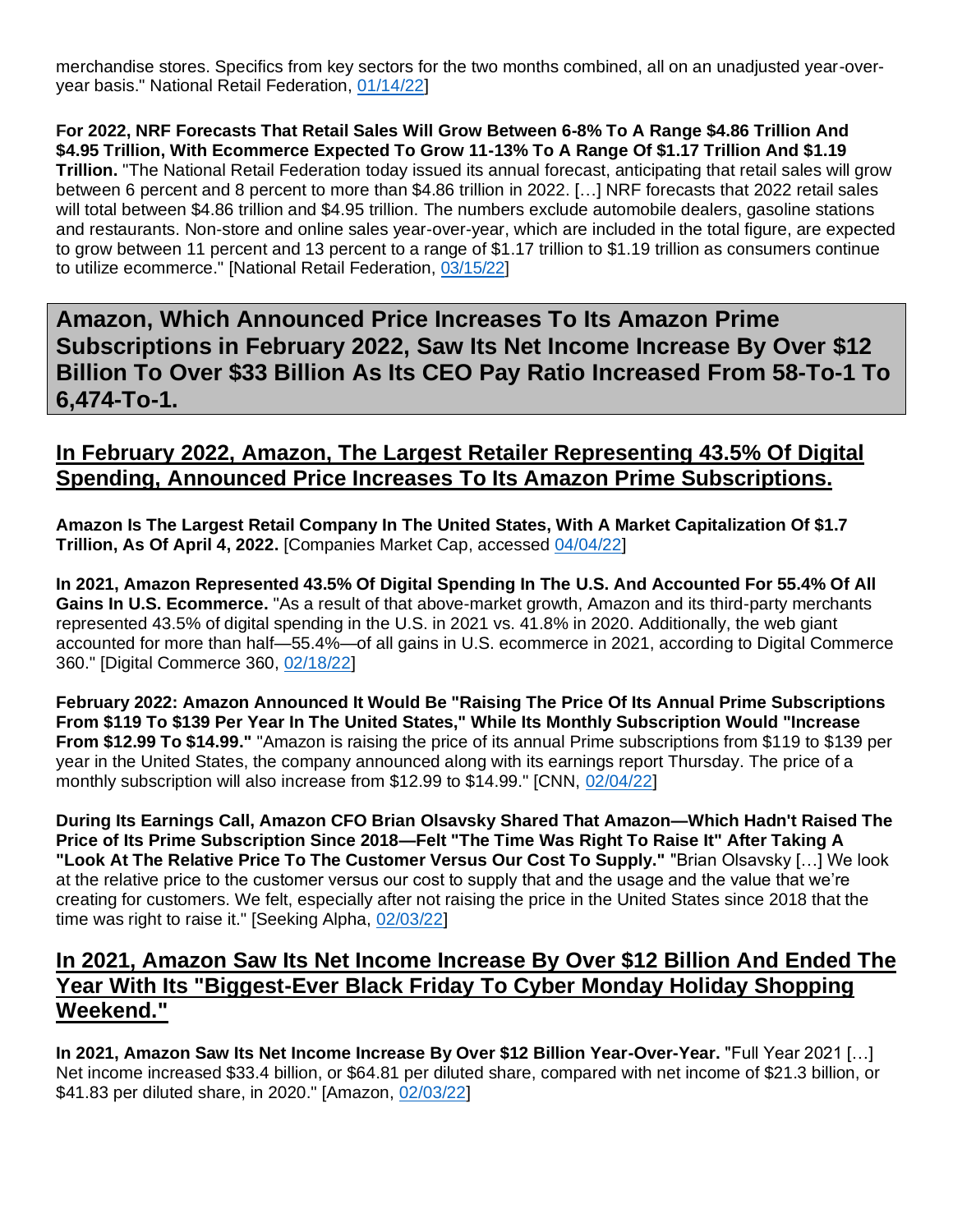merchandise stores. Specifics from key sectors for the two months combined, all on an unadjusted year-over-year basis." National Retail Federation, 01/14/22]

**For 2022, NRF Forecasts That Retail Sales Will Grow Between 6-8% To A Range $4.86 Trillion And $4.95 Trillion, With Ecommerce Expected To Grow 11-13% To A Range Of $1.17 Trillion And $1.19 Trillion.** "The National Retail Federation today issued its annual forecast, anticipating that retail sales will grow between 6 percent and 8 percent to more than $4.86 trillion in 2022. […] NRF forecasts that 2022 retail sales will total between $4.86 trillion and $4.95 trillion. The numbers exclude automobile dealers, gasoline stations and restaurants. Non-store and online sales year-over-year, which are included in the total figure, are expected to grow between 11 percent and 13 percent to a range of $1.17 trillion to $1.19 trillion as consumers continue to utilize ecommerce." [National Retail Federation, 03/15/22]

# Amazon, Which Announced Price Increases To Its Amazon Prime Subscriptions in February 2022, Saw Its Net Income Increase By Over $12 Billion To Over $33 Billion As Its CEO Pay Ratio Increased From 58-To-1 To 6,474-To-1.

## In February 2022, Amazon, The Largest Retailer Representing 43.5% Of Digital Spending, Announced Price Increases To Its Amazon Prime Subscriptions.

**Amazon Is The Largest Retail Company In The United States, With A Market Capitalization Of $1.7 Trillion, As Of April 4, 2022.** [Companies Market Cap, accessed 04/04/22]

**In 2021, Amazon Represented 43.5% Of Digital Spending In The U.S. And Accounted For 55.4% Of All Gains In U.S. Ecommerce.** "As a result of that above-market growth, Amazon and its third-party merchants represented 43.5% of digital spending in the U.S. in 2021 vs. 41.8% in 2020. Additionally, the web giant accounted for more than half—55.4%—of all gains in U.S. ecommerce in 2021, according to Digital Commerce 360." [Digital Commerce 360, 02/18/22]

**February 2022: Amazon Announced It Would Be "Raising The Price Of Its Annual Prime Subscriptions From $119 To $139 Per Year In The United States," While Its Monthly Subscription Would "Increase From $12.99 To $14.99."** "Amazon is raising the price of its annual Prime subscriptions from $119 to $139 per year in the United States, the company announced along with its earnings report Thursday. The price of a monthly subscription will also increase from $12.99 to $14.99." [CNN, 02/04/22]

**During Its Earnings Call, Amazon CFO Brian Olsavsky Shared That Amazon—Which Hadn't Raised The Price of Its Prime Subscription Since 2018—Felt "The Time Was Right To Raise It" After Taking A "Look At The Relative Price To The Customer Versus Our Cost To Supply."** "Brian Olsavsky […] We look at the relative price to the customer versus our cost to supply that and the usage and the value that we're creating for customers. We felt, especially after not raising the price in the United States since 2018 that the time was right to raise it." [Seeking Alpha, 02/03/22]

## In 2021, Amazon Saw Its Net Income Increase By Over $12 Billion And Ended The Year With Its "Biggest-Ever Black Friday To Cyber Monday Holiday Shopping Weekend."

**In 2021, Amazon Saw Its Net Income Increase By Over $12 Billion Year-Over-Year.** "Full Year 2021 […] Net income increased $33.4 billion, or $64.81 per diluted share, compared with net income of $21.3 billion, or $41.83 per diluted share, in 2020." [Amazon, 02/03/22]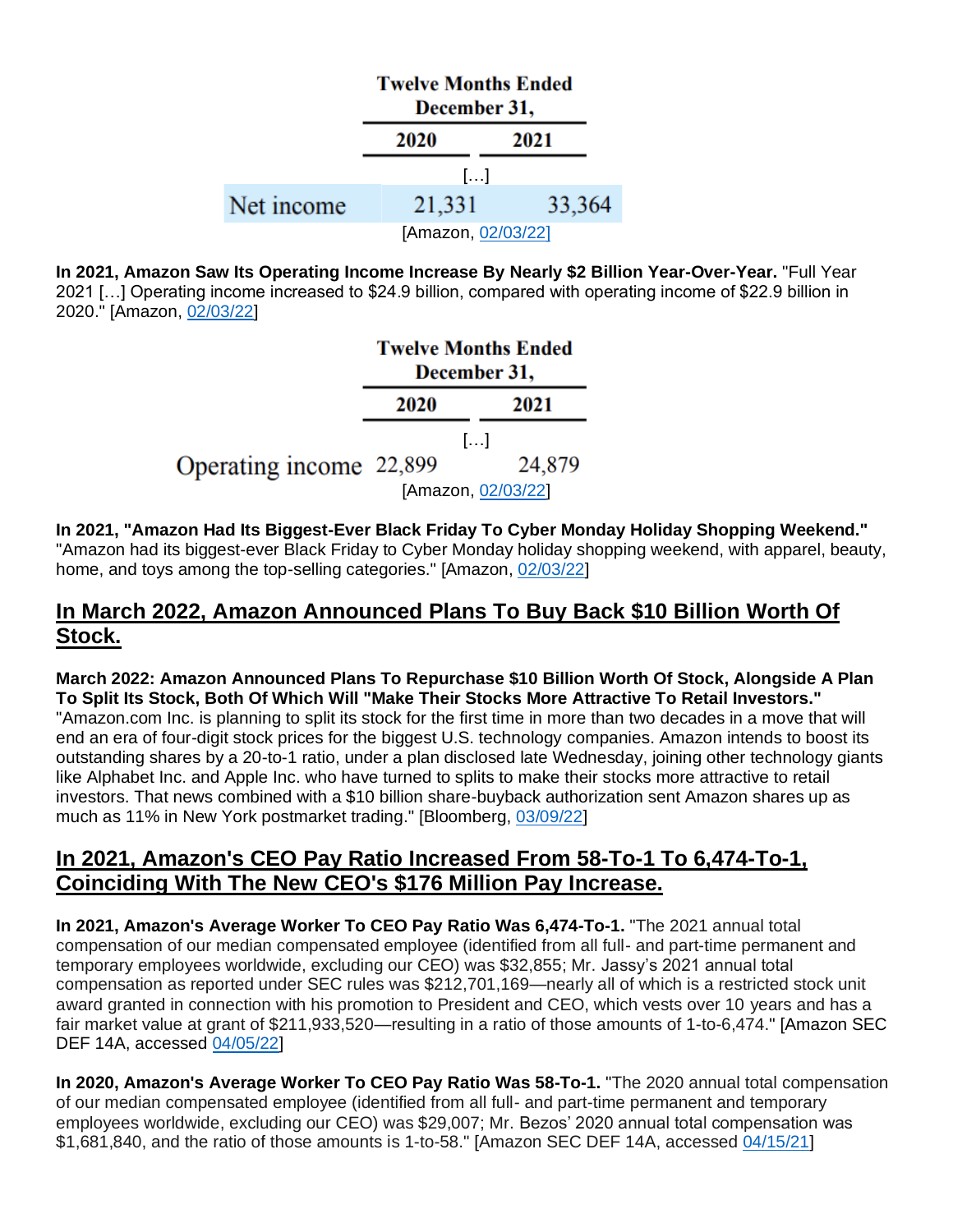| | Twelve Months Ended December 31, | |
| --- | --- | --- |
| | 2020 | 2021 |
| | […] | |
| Net income | 21,331 | 33,364 |

[Amazon, 02/03/22]

**In 2021, Amazon Saw Its Operating Income Increase By Nearly $2 Billion Year-Over-Year.** "Full Year 2021 […] Operating income increased to $24.9 billion, compared with operating income of $22.9 billion in 2020." [Amazon, 02/03/22]

| | Twelve Months Ended December 31, | |
| --- | --- | --- |
| | 2020 | 2021 |
| | […] | |
| Operating income | 22,899 | 24,879 |

[Amazon, 02/03/22]

**In 2021, "Amazon Had Its Biggest-Ever Black Friday To Cyber Monday Holiday Shopping Weekend."** "Amazon had its biggest-ever Black Friday to Cyber Monday holiday shopping weekend, with apparel, beauty, home, and toys among the top-selling categories." [Amazon, 02/03/22]

## In March 2022, Amazon Announced Plans To Buy Back $10 Billion Worth Of Stock.

**March 2022: Amazon Announced Plans To Repurchase $10 Billion Worth Of Stock, Alongside A Plan To Split Its Stock, Both Of Which Will "Make Their Stocks More Attractive To Retail Investors."** "Amazon.com Inc. is planning to split its stock for the first time in more than two decades in a move that will end an era of four-digit stock prices for the biggest U.S. technology companies. Amazon intends to boost its outstanding shares by a 20-to-1 ratio, under a plan disclosed late Wednesday, joining other technology giants like Alphabet Inc. and Apple Inc. who have turned to splits to make their stocks more attractive to retail investors. That news combined with a $10 billion share-buyback authorization sent Amazon shares up as much as 11% in New York postmarket trading." [Bloomberg, 03/09/22]

## In 2021, Amazon's CEO Pay Ratio Increased From 58-To-1 To 6,474-To-1, Coinciding With The New CEO's $176 Million Pay Increase.

**In 2021, Amazon's Average Worker To CEO Pay Ratio Was 6,474-To-1.** "The 2021 annual total compensation of our median compensated employee (identified from all full- and part-time permanent and temporary employees worldwide, excluding our CEO) was $32,855; Mr. Jassy's 2021 annual total compensation as reported under SEC rules was $212,701,169—nearly all of which is a restricted stock unit award granted in connection with his promotion to President and CEO, which vests over 10 years and has a fair market value at grant of $211,933,520—resulting in a ratio of those amounts of 1-to-6,474." [Amazon SEC DEF 14A, accessed 04/05/22]

**In 2020, Amazon's Average Worker To CEO Pay Ratio Was 58-To-1.** "The 2020 annual total compensation of our median compensated employee (identified from all full- and part-time permanent and temporary employees worldwide, excluding our CEO) was $29,007; Mr. Bezos' 2020 annual total compensation was $1,681,840, and the ratio of those amounts is 1-to-58." [Amazon SEC DEF 14A, accessed 04/15/21]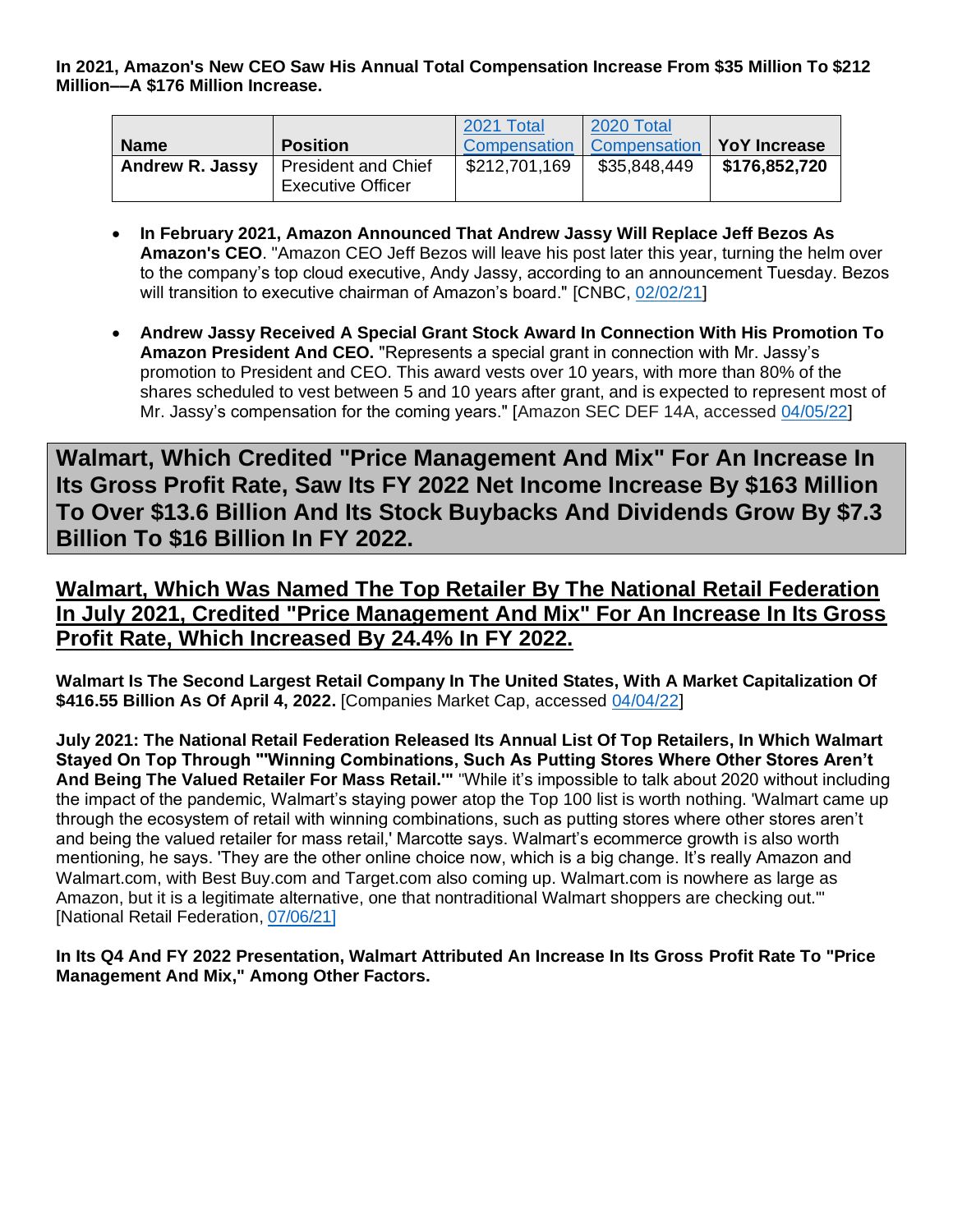**In 2021, Amazon's New CEO Saw His Annual Total Compensation Increase From $35 Million To $212 Million—A $176 Million Increase.**

| Name | Position | 2021 Total Compensation | 2020 Total Compensation | YoY Increase |
|---|---|---|---|---|
| **Andrew R. Jassy** | President and Chief Executive Officer | $212,701,169 | $35,848,449 | **$176,852,720** |

- **In February 2021, Amazon Announced That Andrew Jassy Will Replace Jeff Bezos As Amazon's CEO**. "Amazon CEO Jeff Bezos will leave his post later this year, turning the helm over to the company's top cloud executive, Andy Jassy, according to an announcement Tuesday. Bezos will transition to executive chairman of Amazon's board." [CNBC, 02/02/21]

- **Andrew Jassy Received A Special Grant Stock Award In Connection With His Promotion To Amazon President And CEO.** "Represents a special grant in connection with Mr. Jassy's promotion to President and CEO. This award vests over 10 years, with more than 80% of the shares scheduled to vest between 5 and 10 years after grant, and is expected to represent most of Mr. Jassy's compensation for the coming years." [Amazon SEC DEF 14A, accessed 04/05/22]

# Walmart, Which Credited "Price Management And Mix" For An Increase In Its Gross Profit Rate, Saw Its FY 2022 Net Income Increase By $163 Million To Over $13.6 Billion And Its Stock Buybacks And Dividends Grow By $7.3 Billion To $16 Billion In FY 2022.

## Walmart, Which Was Named The Top Retailer By The National Retail Federation In July 2021, Credited "Price Management And Mix" For An Increase In Its Gross Profit Rate, Which Increased By 24.4% In FY 2022.

**Walmart Is The Second Largest Retail Company In The United States, With A Market Capitalization Of $416.55 Billion As Of April 4, 2022.** [Companies Market Cap, accessed 04/04/22]

**July 2021: The National Retail Federation Released Its Annual List Of Top Retailers, In Which Walmart Stayed On Top Through "'Winning Combinations, Such As Putting Stores Where Other Stores Aren't And Being The Valued Retailer For Mass Retail.'"** "While it's impossible to talk about 2020 without including the impact of the pandemic, Walmart's staying power atop the Top 100 list is worth nothing. 'Walmart came up through the ecosystem of retail with winning combinations, such as putting stores where other stores aren't and being the valued retailer for mass retail,' Marcotte says. Walmart's ecommerce growth is also worth mentioning, he says. 'They are the other online choice now, which is a big change. It's really Amazon and Walmart.com, with Best Buy.com and Target.com also coming up. Walmart.com is nowhere as large as Amazon, but it is a legitimate alternative, one that nontraditional Walmart shoppers are checking out.'" [National Retail Federation, 07/06/21]

**In Its Q4 And FY 2022 Presentation, Walmart Attributed An Increase In Its Gross Profit Rate To "Price Management And Mix," Among Other Factors.**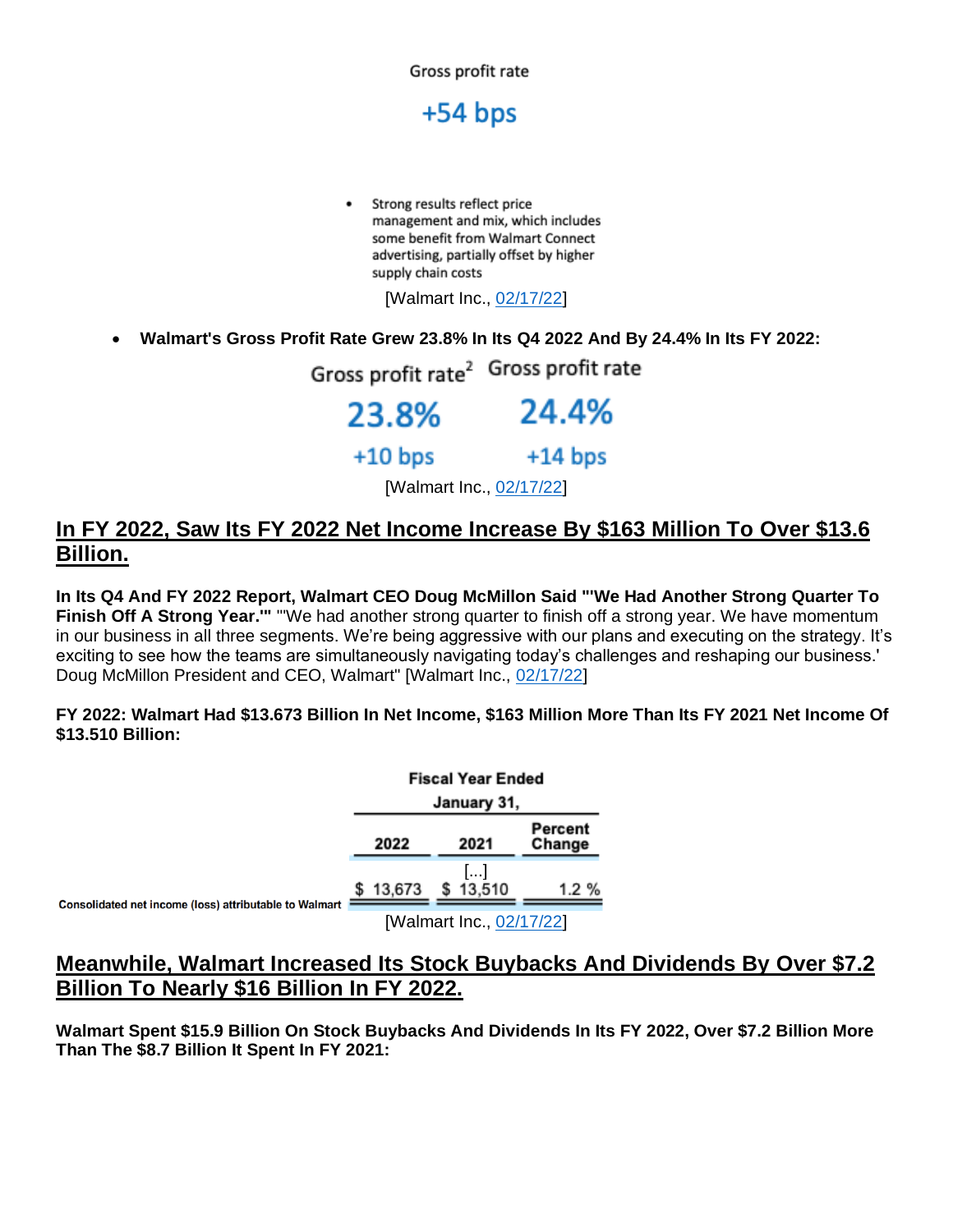Gross profit rate

+54 bps

- Strong results reflect price management and mix, which includes some benefit from Walmart Connect advertising, partially offset by higher supply chain costs

[Walmart Inc., 02/17/22]

- **Walmart's Gross Profit Rate Grew 23.8% In Its Q4 2022 And By 24.4% In Its FY 2022:**

| Gross profit rate[2] | Gross profit rate |
|---|---|
| 23.8% | 24.4% |
| +10 bps | +14 bps |

[Walmart Inc., 02/17/22]

## In FY 2022, Saw Its FY 2022 Net Income Increase By $163 Million To Over $13.6 Billion.

**In Its Q4 And FY 2022 Report, Walmart CEO Doug McMillon Said "'We Had Another Strong Quarter To Finish Off A Strong Year.'"** "'We had another strong quarter to finish off a strong year. We have momentum in our business in all three segments. We're being aggressive with our plans and executing on the strategy. It's exciting to see how the teams are simultaneously navigating today's challenges and reshaping our business.' Doug McMillon President and CEO, Walmart" [Walmart Inc., 02/17/22]

**FY 2022: Walmart Had $13.673 Billion In Net Income, $163 Million More Than Its FY 2021 Net Income Of $13.510 Billion:**

| | Fiscal Year Ended January 31, | | |
|---|---|---|---|
| | 2022 | 2021 | Percent Change |
| | | [...] | |
| Consolidated net income (loss) attributable to Walmart | $ 13,673 | $ 13,510 | 1.2 % |

[Walmart Inc., 02/17/22]

## Meanwhile, Walmart Increased Its Stock Buybacks And Dividends By Over $7.2 Billion To Nearly $16 Billion In FY 2022.

**Walmart Spent $15.9 Billion On Stock Buybacks And Dividends In Its FY 2022, Over $7.2 Billion More Than The $8.7 Billion It Spent In FY 2021:**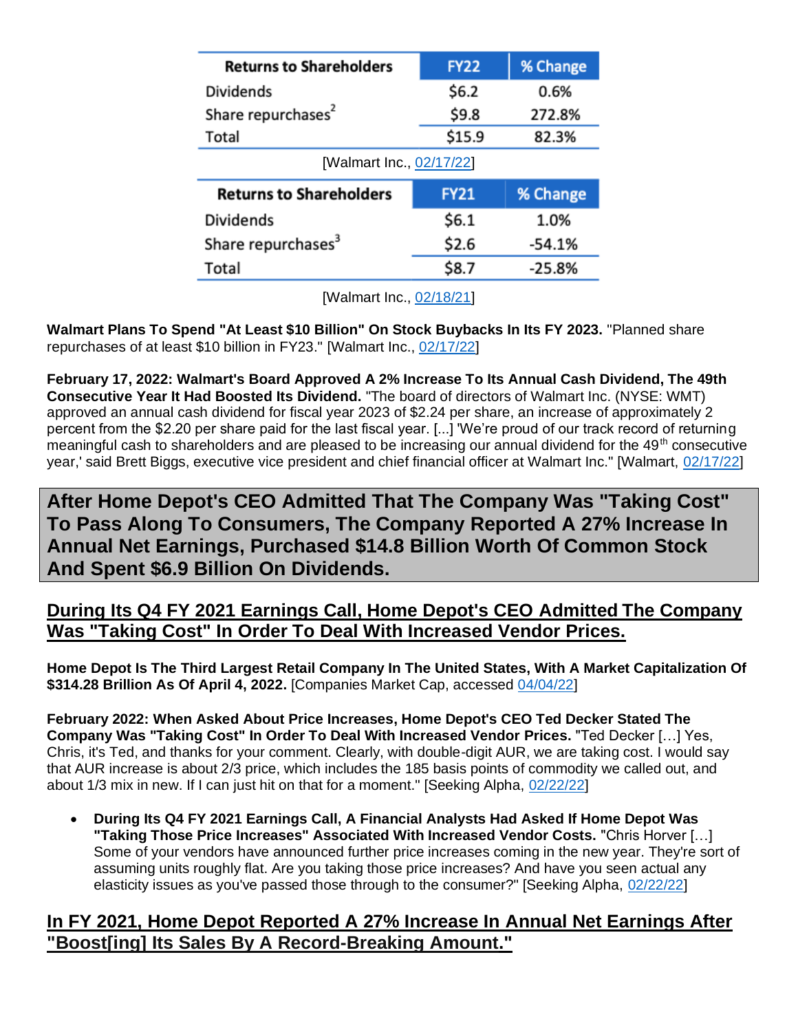| Returns to Shareholders | FY22 | % Change |
| --- | --- | --- |
| Dividends | $6.2 | 0.6% |
| Share repurchases[2] | $9.8 | 272.8% |
| Total | $15.9 | 82.3% |

[Walmart Inc., 02/17/22]

| Returns to Shareholders | FY21 | % Change |
| --- | --- | --- |
| Dividends | $6.1 | 1.0% |
| Share repurchases[3] | $2.6 | -54.1% |
| Total | $8.7 | -25.8% |

[Walmart Inc., 02/18/21]

**Walmart Plans To Spend "At Least $10 Billion" On Stock Buybacks In Its FY 2023.** "Planned share repurchases of at least $10 billion in FY23." [Walmart Inc., 02/17/22]

**February 17, 2022: Walmart's Board Approved A 2% Increase To Its Annual Cash Dividend, The 49th Consecutive Year It Had Boosted Its Dividend.** "The board of directors of Walmart Inc. (NYSE: WMT) approved an annual cash dividend for fiscal year 2023 of $2.24 per share, an increase of approximately 2 percent from the $2.20 per share paid for the last fiscal year. [...] 'We're proud of our track record of returning meaningful cash to shareholders and are pleased to be increasing our annual dividend for the 49th consecutive year,' said Brett Biggs, executive vice president and chief financial officer at Walmart Inc." [Walmart, 02/17/22]

## After Home Depot's CEO Admitted That The Company Was "Taking Cost" To Pass Along To Consumers, The Company Reported A 27% Increase In Annual Net Earnings, Purchased $14.8 Billion Worth Of Common Stock And Spent $6.9 Billion On Dividends.

### During Its Q4 FY 2021 Earnings Call, Home Depot's CEO Admitted The Company Was "Taking Cost" In Order To Deal With Increased Vendor Prices.

**Home Depot Is The Third Largest Retail Company In The United States, With A Market Capitalization Of $314.28 Brillion As Of April 4, 2022.** [Companies Market Cap, accessed 04/04/22]

**February 2022: When Asked About Price Increases, Home Depot's CEO Ted Decker Stated The Company Was "Taking Cost" In Order To Deal With Increased Vendor Prices.** "Ted Decker […] Yes, Chris, it's Ted, and thanks for your comment. Clearly, with double-digit AUR, we are taking cost. I would say that AUR increase is about 2/3 price, which includes the 185 basis points of commodity we called out, and about 1/3 mix in new. If I can just hit on that for a moment." [Seeking Alpha, 02/22/22]

- **During Its Q4 FY 2021 Earnings Call, A Financial Analysts Had Asked If Home Depot Was "Taking Those Price Increases" Associated With Increased Vendor Costs.** "Chris Horver […] Some of your vendors have announced further price increases coming in the new year. They're sort of assuming units roughly flat. Are you taking those price increases? And have you seen actual any elasticity issues as you've passed those through to the consumer?" [Seeking Alpha, 02/22/22]

### In FY 2021, Home Depot Reported A 27% Increase In Annual Net Earnings After "Boost[ing] Its Sales By A Record-Breaking Amount."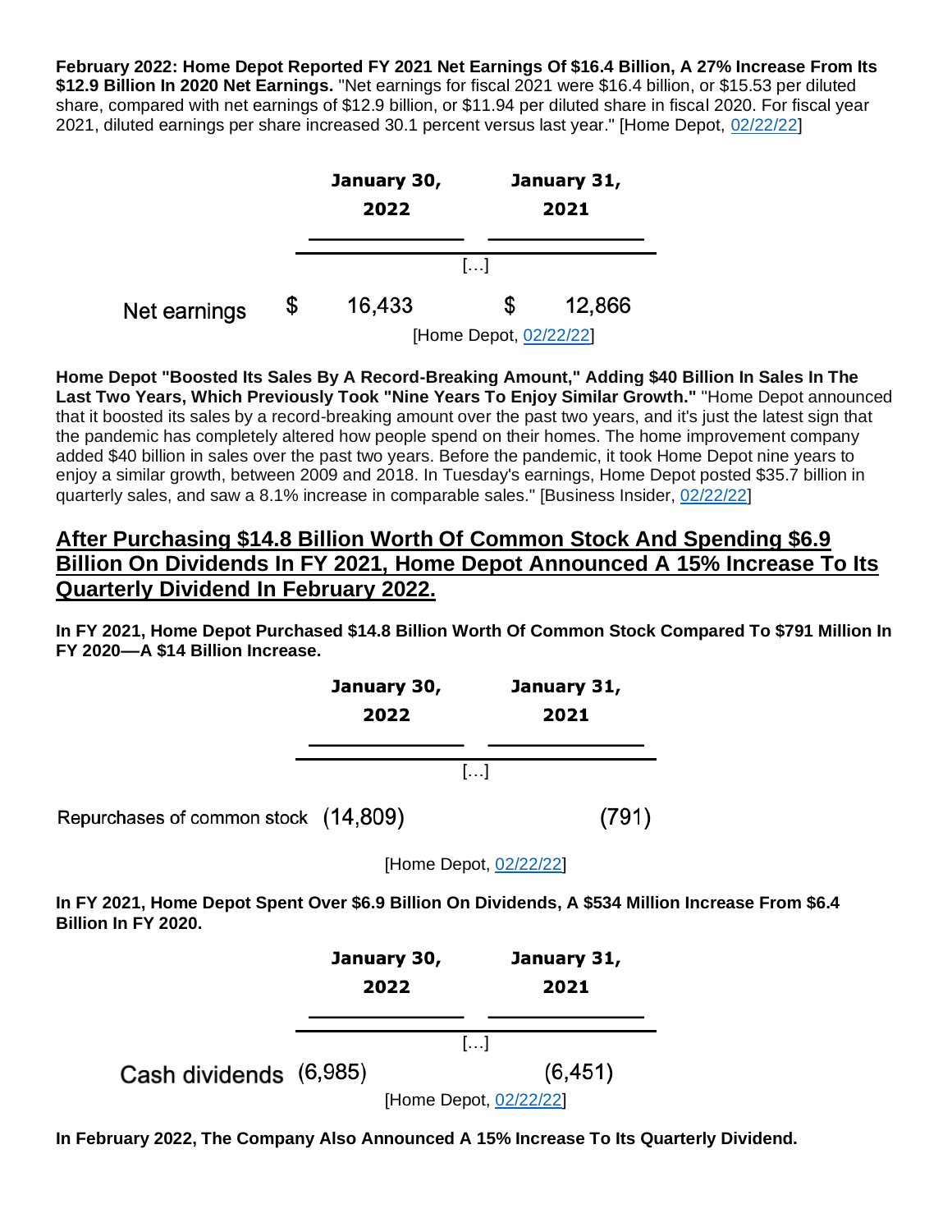**February 2022: Home Depot Reported FY 2021 Net Earnings Of $16.4 Billion, A 27% Increase From Its $12.9 Billion In 2020 Net Earnings.** "Net earnings for fiscal 2021 were $16.4 billion, or $15.53 per diluted share, compared with net earnings of $12.9 billion, or $11.94 per diluted share in fiscal 2020. For fiscal year 2021, diluted earnings per share increased 30.1 percent versus last year." [Home Depot, 02/22/22]

| | January 30, 2022 | January 31, 2021 |
|---|---|---|
| […] | | |
| Net earnings | $ 16,433 | $ 12,866 |

[Home Depot, 02/22/22]

**Home Depot "Boosted Its Sales By A Record-Breaking Amount," Adding $40 Billion In Sales In The Last Two Years, Which Previously Took "Nine Years To Enjoy Similar Growth."** "Home Depot announced that it boosted its sales by a record-breaking amount over the past two years, and it's just the latest sign that the pandemic has completely altered how people spend on their homes. The home improvement company added $40 billion in sales over the past two years. Before the pandemic, it took Home Depot nine years to enjoy a similar growth, between 2009 and 2018. In Tuesday's earnings, Home Depot posted $35.7 billion in quarterly sales, and saw a 8.1% increase in comparable sales." [Business Insider, 02/22/22]

## After Purchasing $14.8 Billion Worth Of Common Stock And Spending $6.9 Billion On Dividends In FY 2021, Home Depot Announced A 15% Increase To Its Quarterly Dividend In February 2022.

**In FY 2021, Home Depot Purchased $14.8 Billion Worth Of Common Stock Compared To $791 Million In FY 2020—A $14 Billion Increase.**

| | January 30, 2022 | January 31, 2021 |
|---|---|---|
| […] | | |
| Repurchases of common stock | (14,809) | (791) |

[Home Depot, 02/22/22]

**In FY 2021, Home Depot Spent Over $6.9 Billion On Dividends, A $534 Million Increase From $6.4 Billion In FY 2020.**

| | January 30, 2022 | January 31, 2021 |
|---|---|---|
| […] | | |
| Cash dividends | (6,985) | (6,451) |

[Home Depot, 02/22/22]

**In February 2022, The Company Also Announced A 15% Increase To Its Quarterly Dividend.**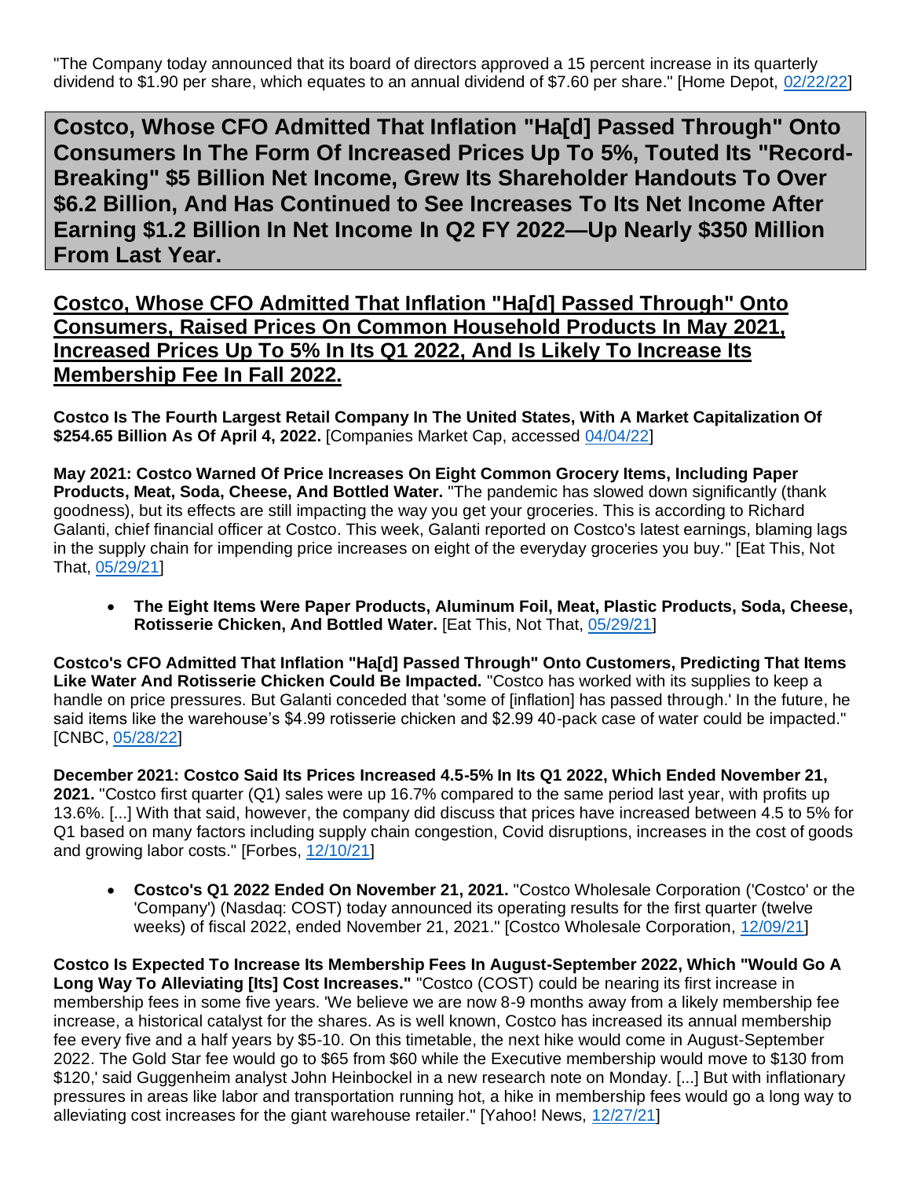"The Company today announced that its board of directors approved a 15 percent increase in its quarterly dividend to $1.90 per share, which equates to an annual dividend of $7.60 per share." [Home Depot, 02/22/22]

# Costco, Whose CFO Admitted That Inflation "Ha[d] Passed Through" Onto Consumers In The Form Of Increased Prices Up To 5%, Touted Its "Record-Breaking" $5 Billion Net Income, Grew Its Shareholder Handouts To Over $6.2 Billion, And Has Continued to See Increases To Its Net Income After Earning $1.2 Billion In Net Income In Q2 FY 2022—Up Nearly $350 Million From Last Year.

## Costco, Whose CFO Admitted That Inflation "Ha[d] Passed Through" Onto Consumers, Raised Prices On Common Household Products In May 2021, Increased Prices Up To 5% In Its Q1 2022, And Is Likely To Increase Its Membership Fee In Fall 2022.

**Costco Is The Fourth Largest Retail Company In The United States, With A Market Capitalization Of $254.65 Billion As Of April 4, 2022.** [Companies Market Cap, accessed 04/04/22]

**May 2021: Costco Warned Of Price Increases On Eight Common Grocery Items, Including Paper Products, Meat, Soda, Cheese, And Bottled Water.** "The pandemic has slowed down significantly (thank goodness), but its effects are still impacting the way you get your groceries. This is according to Richard Galanti, chief financial officer at Costco. This week, Galanti reported on Costco's latest earnings, blaming lags in the supply chain for impending price increases on eight of the everyday groceries you buy." [Eat This, Not That, 05/29/21]

- **The Eight Items Were Paper Products, Aluminum Foil, Meat, Plastic Products, Soda, Cheese, Rotisserie Chicken, And Bottled Water.** [Eat This, Not That, 05/29/21]

**Costco's CFO Admitted That Inflation "Ha[d] Passed Through" Onto Customers, Predicting That Items Like Water And Rotisserie Chicken Could Be Impacted.** "Costco has worked with its supplies to keep a handle on price pressures. But Galanti conceded that 'some of [inflation] has passed through.' In the future, he said items like the warehouse's $4.99 rotisserie chicken and $2.99 40-pack case of water could be impacted." [CNBC, 05/28/22]

**December 2021: Costco Said Its Prices Increased 4.5-5% In Its Q1 2022, Which Ended November 21, 2021.** "Costco first quarter (Q1) sales were up 16.7% compared to the same period last year, with profits up 13.6%. [...] With that said, however, the company did discuss that prices have increased between 4.5 to 5% for Q1 based on many factors including supply chain congestion, Covid disruptions, increases in the cost of goods and growing labor costs." [Forbes, 12/10/21]

- **Costco's Q1 2022 Ended On November 21, 2021.** "Costco Wholesale Corporation ('Costco' or the 'Company') (Nasdaq: COST) today announced its operating results for the first quarter (twelve weeks) of fiscal 2022, ended November 21, 2021." [Costco Wholesale Corporation, 12/09/21]

**Costco Is Expected To Increase Its Membership Fees In August-September 2022, Which "Would Go A Long Way To Alleviating [Its] Cost Increases."** "Costco (COST) could be nearing its first increase in membership fees in some five years. 'We believe we are now 8-9 months away from a likely membership fee increase, a historical catalyst for the shares. As is well known, Costco has increased its annual membership fee every five and a half years by $5-10. On this timetable, the next hike would come in August-September 2022. The Gold Star fee would go to $65 from $60 while the Executive membership would move to $130 from $120,' said Guggenheim analyst John Heinbockel in a new research note on Monday. [...] But with inflationary pressures in areas like labor and transportation running hot, a hike in membership fees would go a long way to alleviating cost increases for the giant warehouse retailer." [Yahoo! News, 12/27/21]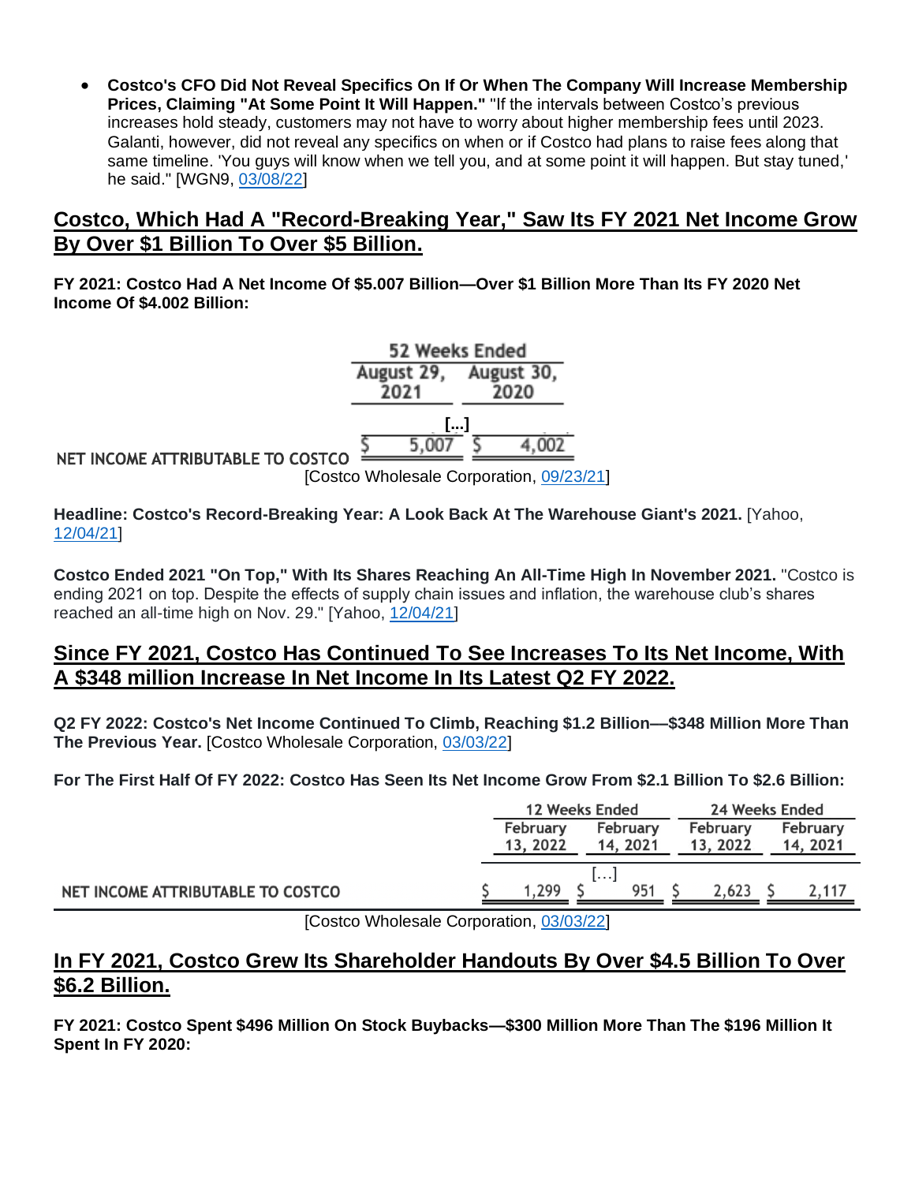- **Costco's CFO Did Not Reveal Specifics On If Or When The Company Will Increase Membership Prices, Claiming "At Some Point It Will Happen."** "If the intervals between Costco's previous increases hold steady, customers may not have to worry about higher membership fees until 2023. Galanti, however, did not reveal any specifics on when or if Costco had plans to raise fees along that same timeline. 'You guys will know when we tell you, and at some point it will happen. But stay tuned,' he said." [WGN9, 03/08/22]

## Costco, Which Had A "Record-Breaking Year," Saw Its FY 2021 Net Income Grow By Over $1 Billion To Over $5 Billion.

**FY 2021: Costco Had A Net Income Of $5.007 Billion—Over $1 Billion More Than Its FY 2020 Net Income Of $4.002 Billion:**

| | 52 Weeks Ended | |
|---|---|---|
| | August 29, 2021 | August 30, 2020 |
| [...] | | |
| NET INCOME ATTRIBUTABLE TO COSTCO | $ 5,007 | $ 4,002 |

[Costco Wholesale Corporation, 09/23/21]

**Headline: Costco's Record-Breaking Year: A Look Back At The Warehouse Giant's 2021.** [Yahoo, 12/04/21]

**Costco Ended 2021 "On Top," With Its Shares Reaching An All-Time High In November 2021.** "Costco is ending 2021 on top. Despite the effects of supply chain issues and inflation, the warehouse club's shares reached an all-time high on Nov. 29." [Yahoo, 12/04/21]

## Since FY 2021, Costco Has Continued To See Increases To Its Net Income, With A $348 million Increase In Net Income In Its Latest Q2 FY 2022.

**Q2 FY 2022: Costco's Net Income Continued To Climb, Reaching $1.2 Billion—$348 Million More Than The Previous Year.** [Costco Wholesale Corporation, 03/03/22]

**For The First Half Of FY 2022: Costco Has Seen Its Net Income Grow From $2.1 Billion To $2.6 Billion:**

| | 12 Weeks Ended | | 24 Weeks Ended | |
|---|---|---|---|---|
| | February 13, 2022 | February 14, 2021 | February 13, 2022 | February 14, 2021 |
| […] | | | | |
| NET INCOME ATTRIBUTABLE TO COSTCO | $ 1,299 | $ 951 | $ 2,623 | $ 2,117 |

[Costco Wholesale Corporation, 03/03/22]

## In FY 2021, Costco Grew Its Shareholder Handouts By Over $4.5 Billion To Over $6.2 Billion.

**FY 2021: Costco Spent $496 Million On Stock Buybacks—$300 Million More Than The $196 Million It Spent In FY 2020:**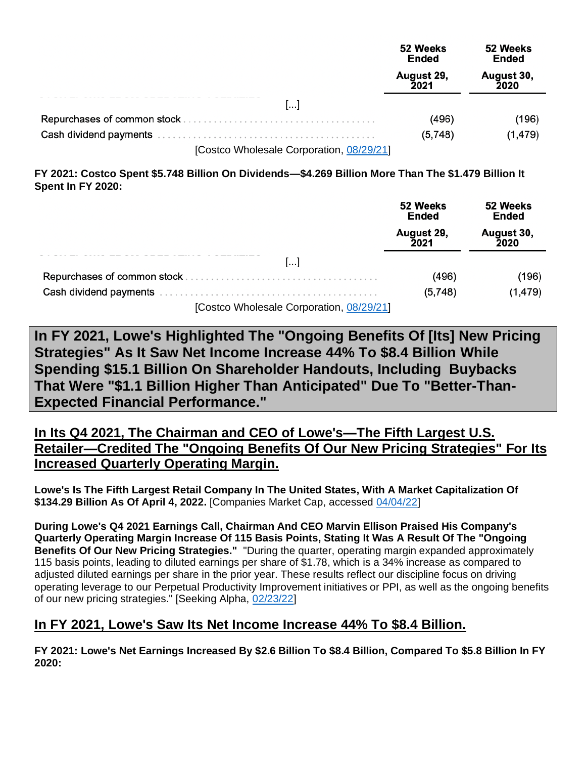| | 52 Weeks Ended August 29, 2021 | 52 Weeks Ended August 30, 2020 |
|---|---|---|
| [...] | | |
| Repurchases of common stock | (496) | (196) |
| Cash dividend payments | (5,748) | (1,479) |

[Costco Wholesale Corporation, 08/29/21]

**FY 2021: Costco Spent $5.748 Billion On Dividends—$4.269 Billion More Than The $1.479 Billion It Spent In FY 2020:**

| | 52 Weeks Ended August 29, 2021 | 52 Weeks Ended August 30, 2020 |
|---|---|---|
| [...] | | |
| Repurchases of common stock | (496) | (196) |
| Cash dividend payments | (5,748) | (1,479) |

[Costco Wholesale Corporation, 08/29/21]

# In FY 2021, Lowe's Highlighted The "Ongoing Benefits Of [Its] New Pricing Strategies" As It Saw Net Income Increase 44% To $8.4 Billion While Spending $15.1 Billion On Shareholder Handouts, Including Buybacks That Were "$1.1 Billion Higher Than Anticipated" Due To "Better-Than-Expected Financial Performance."

## In Its Q4 2021, The Chairman and CEO of Lowe's—The Fifth Largest U.S. Retailer—Credited The "Ongoing Benefits Of Our New Pricing Strategies" For Its Increased Quarterly Operating Margin.

**Lowe's Is The Fifth Largest Retail Company In The United States, With A Market Capitalization Of $134.29 Billion As Of April 4, 2022.** [Companies Market Cap, accessed 04/04/22]

**During Lowe's Q4 2021 Earnings Call, Chairman And CEO Marvin Ellison Praised His Company's Quarterly Operating Margin Increase Of 115 Basis Points, Stating It Was A Result Of The "Ongoing Benefits Of Our New Pricing Strategies."** "During the quarter, operating margin expanded approximately 115 basis points, leading to diluted earnings per share of $1.78, which is a 34% increase as compared to adjusted diluted earnings per share in the prior year. These results reflect our discipline focus on driving operating leverage to our Perpetual Productivity Improvement initiatives or PPI, as well as the ongoing benefits of our new pricing strategies." [Seeking Alpha, 02/23/22]

## In FY 2021, Lowe's Saw Its Net Income Increase 44% To $8.4 Billion.

**FY 2021: Lowe's Net Earnings Increased By $2.6 Billion To $8.4 Billion, Compared To $5.8 Billion In FY 2020:**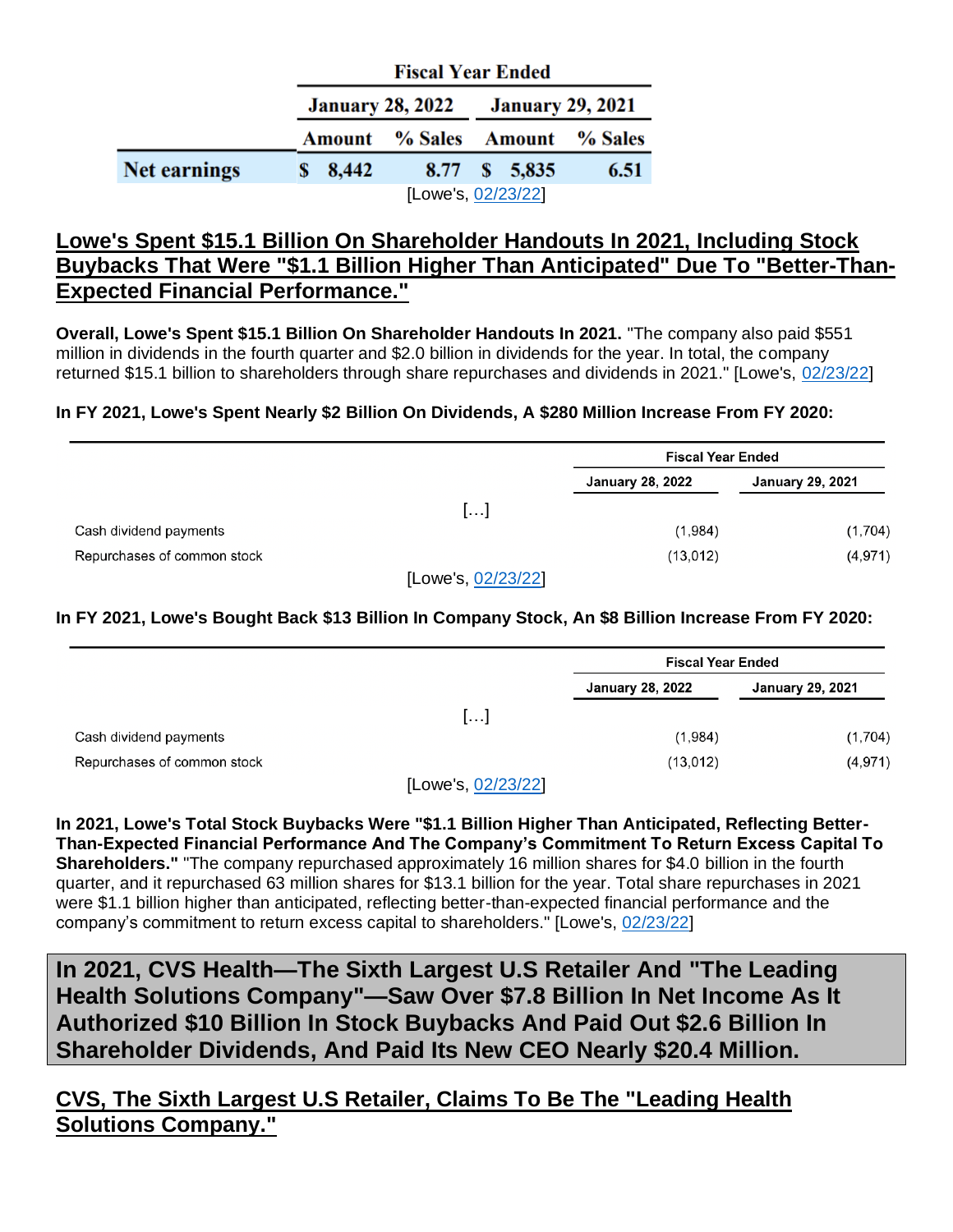| | Fiscal Year Ended | | | |
|---|---|---|---|---|
| | January 28, 2022 | | January 29, 2021 | |
| | Amount | % Sales | Amount | % Sales |
| **Net earnings** | $ 8,442 | 8.77 | $ 5,835 | 6.51 |

[Lowe's, 02/23/22]

## Lowe's Spent $15.1 Billion On Shareholder Handouts In 2021, Including Stock Buybacks That Were "$1.1 Billion Higher Than Anticipated" Due To "Better-Than-Expected Financial Performance."

**Overall, Lowe's Spent $15.1 Billion On Shareholder Handouts In 2021.** "The company also paid $551 million in dividends in the fourth quarter and $2.0 billion in dividends for the year. In total, the company returned $15.1 billion to shareholders through share repurchases and dividends in 2021." [Lowe's, 02/23/22]

**In FY 2021, Lowe's Spent Nearly $2 Billion On Dividends, A $280 Million Increase From FY 2020:**

| | Fiscal Year Ended | |
|---|---|---|
| | January 28, 2022 | January 29, 2021 |
| […] | | |
| Cash dividend payments | (1,984) | (1,704) |
| Repurchases of common stock | (13,012) | (4,971) |

[Lowe's, 02/23/22]

**In FY 2021, Lowe's Bought Back $13 Billion In Company Stock, An $8 Billion Increase From FY 2020:**

| | Fiscal Year Ended | |
|---|---|---|
| | January 28, 2022 | January 29, 2021 |
| […] | | |
| Cash dividend payments | (1,984) | (1,704) |
| Repurchases of common stock | (13,012) | (4,971) |

[Lowe's, 02/23/22]

**In 2021, Lowe's Total Stock Buybacks Were "$1.1 Billion Higher Than Anticipated, Reflecting Better-Than-Expected Financial Performance And The Company's Commitment To Return Excess Capital To Shareholders."** "The company repurchased approximately 16 million shares for $4.0 billion in the fourth quarter, and it repurchased 63 million shares for $13.1 billion for the year. Total share repurchases in 2021 were $1.1 billion higher than anticipated, reflecting better-than-expected financial performance and the company's commitment to return excess capital to shareholders." [Lowe's, 02/23/22]

# In 2021, CVS Health—The Sixth Largest U.S Retailer And "The Leading Health Solutions Company"—Saw Over $7.8 Billion In Net Income As It Authorized $10 Billion In Stock Buybacks And Paid Out $2.6 Billion In Shareholder Dividends, And Paid Its New CEO Nearly $20.4 Million.

## CVS, The Sixth Largest U.S Retailer, Claims To Be The "Leading Health Solutions Company."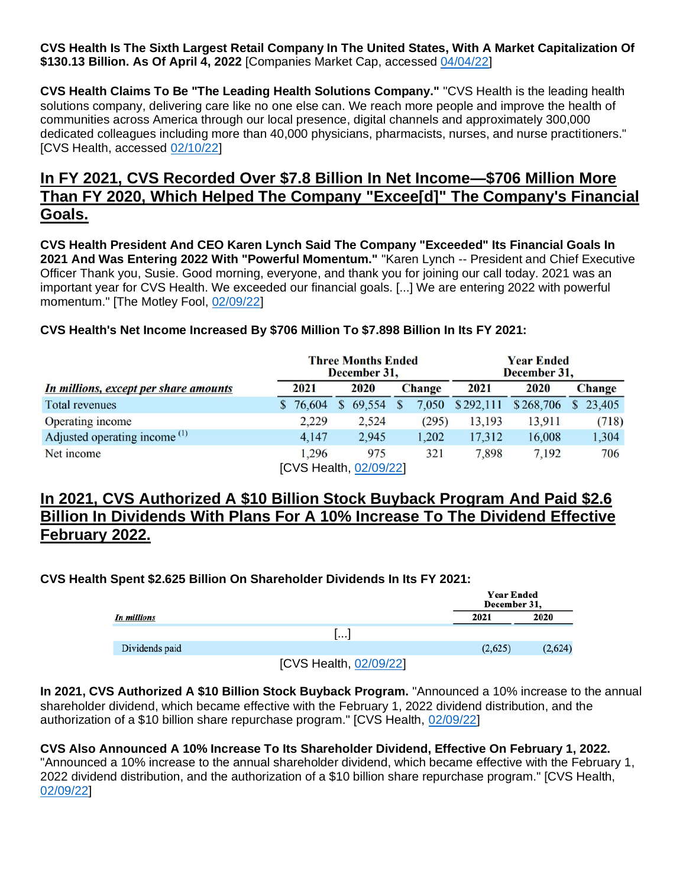**CVS Health Is The Sixth Largest Retail Company In The United States, With A Market Capitalization Of $130.13 Billion. As Of April 4, 2022** [Companies Market Cap, accessed 04/04/22]

**CVS Health Claims To Be "The Leading Health Solutions Company."** "CVS Health is the leading health solutions company, delivering care like no one else can. We reach more people and improve the health of communities across America through our local presence, digital channels and approximately 300,000 dedicated colleagues including more than 40,000 physicians, pharmacists, nurses, and nurse practitioners." [CVS Health, accessed 02/10/22]

## In FY 2021, CVS Recorded Over $7.8 Billion In Net Income—$706 Million More Than FY 2020, Which Helped The Company "Excee[d]" The Company's Financial Goals.

**CVS Health President And CEO Karen Lynch Said The Company "Exceeded" Its Financial Goals In 2021 And Was Entering 2022 With "Powerful Momentum."** "Karen Lynch -- President and Chief Executive Officer Thank you, Susie. Good morning, everyone, and thank you for joining our call today. 2021 was an important year for CVS Health. We exceeded our financial goals. [...] We are entering 2022 with powerful momentum." [The Motley Fool, 02/09/22]

**CVS Health's Net Income Increased By $706 Million To $7.898 Billion In Its FY 2021:**

| | Three Months Ended December 31, | | | Year Ended December 31, | | |
|---|---|---|---|---|---|---|
| *In millions, except per share amounts* | 2021 | 2020 | Change | 2021 | 2020 | Change |
| Total revenues | $ 76,604 | $ 69,554 | $ 7,050 | $ 292,111 | $ 268,706 | $ 23,405 |
| Operating income | 2,229 | 2,524 | (295) | 13,193 | 13,911 | (718) |
| Adjusted operating income [1] | 4,147 | 2,945 | 1,202 | 17,312 | 16,008 | 1,304 |
| Net income | 1,296 | 975 | 321 | 7,898 | 7,192 | 706 |

[CVS Health, 02/09/22]

## In 2021, CVS Authorized A $10 Billion Stock Buyback Program And Paid $2.6 Billion In Dividends With Plans For A 10% Increase To The Dividend Effective February 2022.

**CVS Health Spent $2.625 Billion On Shareholder Dividends In Its FY 2021:**

| | Year Ended December 31, | |
|---|---|---|
| *In millions* | 2021 | 2020 |
| [...] | | |
| Dividends paid | (2,625) | (2,624) |

[CVS Health, 02/09/22]

**In 2021, CVS Authorized A $10 Billion Stock Buyback Program.** "Announced a 10% increase to the annual shareholder dividend, which became effective with the February 1, 2022 dividend distribution, and the authorization of a $10 billion share repurchase program." [CVS Health, 02/09/22]

**CVS Also Announced A 10% Increase To Its Shareholder Dividend, Effective On February 1, 2022.** "Announced a 10% increase to the annual shareholder dividend, which became effective with the February 1, 2022 dividend distribution, and the authorization of a $10 billion share repurchase program." [CVS Health, 02/09/22]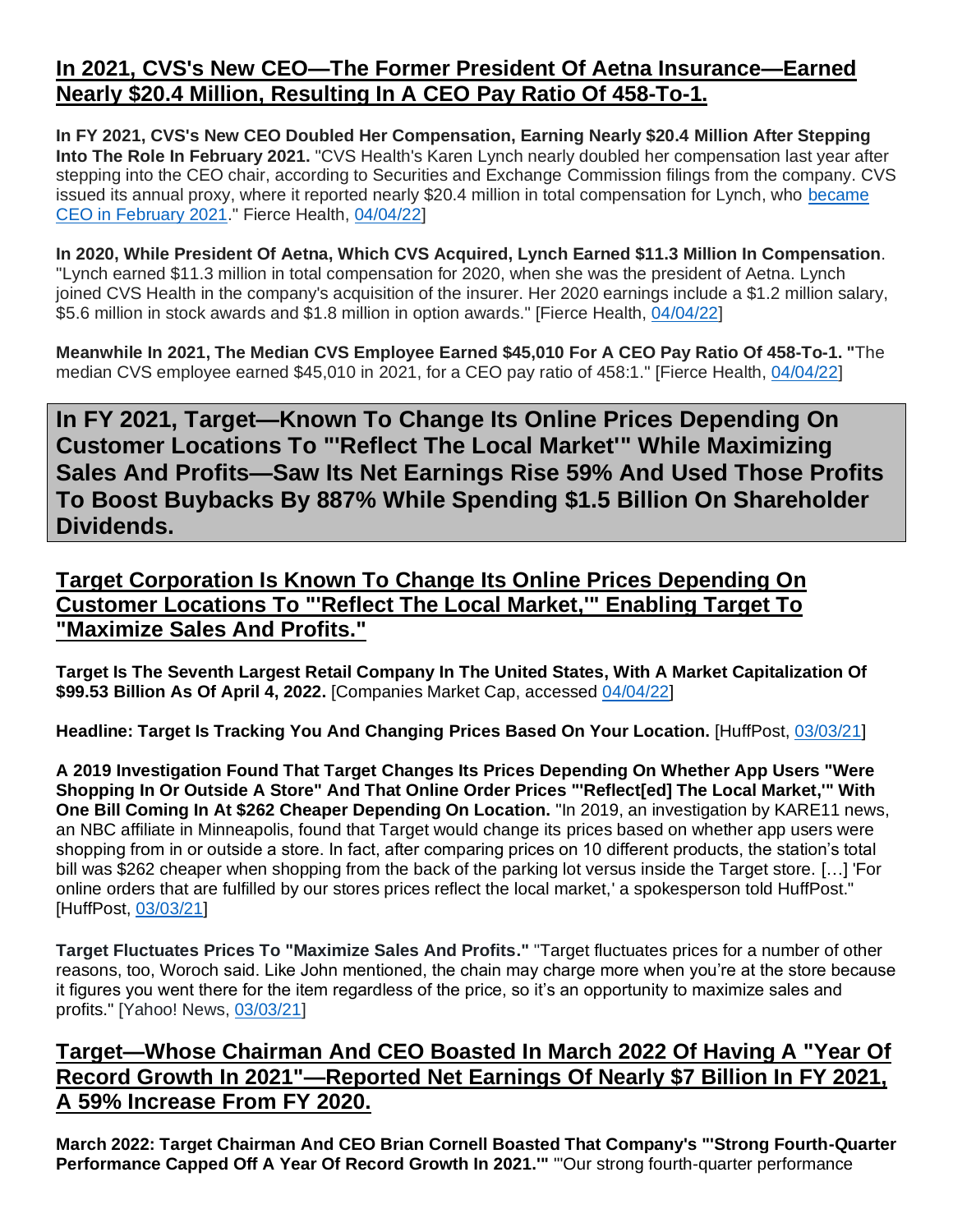## In 2021, CVS's New CEO—The Former President Of Aetna Insurance—Earned Nearly $20.4 Million, Resulting In A CEO Pay Ratio Of 458-To-1.

**In FY 2021, CVS's New CEO Doubled Her Compensation, Earning Nearly $20.4 Million After Stepping Into The Role In February 2021.** "CVS Health's Karen Lynch nearly doubled her compensation last year after stepping into the CEO chair, according to Securities and Exchange Commission filings from the company. CVS issued its annual proxy, where it reported nearly $20.4 million in total compensation for Lynch, who became CEO in February 2021." Fierce Health, 04/04/22]

**In 2020, While President Of Aetna, Which CVS Acquired, Lynch Earned $11.3 Million In Compensation**. "Lynch earned $11.3 million in total compensation for 2020, when she was the president of Aetna. Lynch joined CVS Health in the company's acquisition of the insurer. Her 2020 earnings include a $1.2 million salary, $5.6 million in stock awards and $1.8 million in option awards." [Fierce Health, 04/04/22]

**Meanwhile In 2021, The Median CVS Employee Earned $45,010 For A CEO Pay Ratio Of 458-To-1.** "The median CVS employee earned $45,010 in 2021, for a CEO pay ratio of 458:1." [Fierce Health, 04/04/22]

# In FY 2021, Target—Known To Change Its Online Prices Depending On Customer Locations To "'Reflect The Local Market'" While Maximizing Sales And Profits—Saw Its Net Earnings Rise 59% And Used Those Profits To Boost Buybacks By 887% While Spending $1.5 Billion On Shareholder Dividends.

## Target Corporation Is Known To Change Its Online Prices Depending On Customer Locations To "'Reflect The Local Market,'" Enabling Target To "Maximize Sales And Profits."

**Target Is The Seventh Largest Retail Company In The United States, With A Market Capitalization Of $99.53 Billion As Of April 4, 2022.** [Companies Market Cap, accessed 04/04/22]

**Headline: Target Is Tracking You And Changing Prices Based On Your Location.** [HuffPost, 03/03/21]

**A 2019 Investigation Found That Target Changes Its Prices Depending On Whether App Users "Were Shopping In Or Outside A Store" And That Online Order Prices "'Reflect[ed] The Local Market,'" With One Bill Coming In At $262 Cheaper Depending On Location.** "In 2019, an investigation by KARE11 news, an NBC affiliate in Minneapolis, found that Target would change its prices based on whether app users were shopping from in or outside a store. In fact, after comparing prices on 10 different products, the station's total bill was $262 cheaper when shopping from the back of the parking lot versus inside the Target store. […] 'For online orders that are fulfilled by our stores prices reflect the local market,' a spokesperson told HuffPost." [HuffPost, 03/03/21]

**Target Fluctuates Prices To "Maximize Sales And Profits."** "Target fluctuates prices for a number of other reasons, too, Woroch said. Like John mentioned, the chain may charge more when you're at the store because it figures you went there for the item regardless of the price, so it's an opportunity to maximize sales and profits." [Yahoo! News, 03/03/21]

## Target—Whose Chairman And CEO Boasted In March 2022 Of Having A "Year Of Record Growth In 2021"—Reported Net Earnings Of Nearly $7 Billion In FY 2021, A 59% Increase From FY 2020.

**March 2022: Target Chairman And CEO Brian Cornell Boasted That Company's "'Strong Fourth-Quarter Performance Capped Off A Year Of Record Growth In 2021.'"** "'Our strong fourth-quarter performance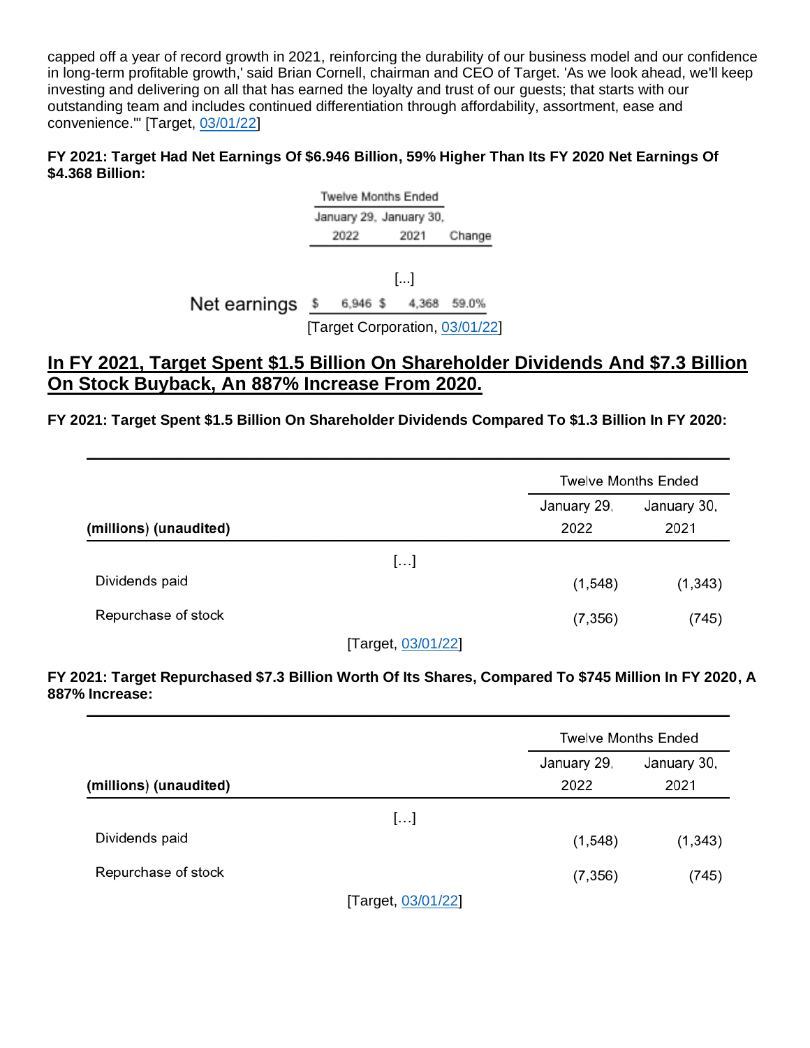capped off a year of record growth in 2021, reinforcing the durability of our business model and our confidence in long-term profitable growth,' said Brian Cornell, chairman and CEO of Target. 'As we look ahead, we'll keep investing and delivering on all that has earned the loyalty and trust of our guests; that starts with our outstanding team and includes continued differentiation through affordability, assortment, ease and convenience.'" [Target, 03/01/22]

**FY 2021: Target Had Net Earnings Of $6.946 Billion, 59% Higher Than Its FY 2020 Net Earnings Of $4.368 Billion:**

| | Twelve Months Ended | | |
|---|---|---|---|
| | January 29, 2022 | January 30, 2021 | Change |
| [...] | | | |
| Net earnings | $ 6,946 | $ 4,368 | 59.0% |

[Target Corporation, 03/01/22]

## In FY 2021, Target Spent $1.5 Billion On Shareholder Dividends And $7.3 Billion On Stock Buyback, An 887% Increase From 2020.

**FY 2021: Target Spent $1.5 Billion On Shareholder Dividends Compared To $1.3 Billion In FY 2020:**

| | Twelve Months Ended | |
|---|---|---|
| **(millions) (unaudited)** | January 29, 2022 | January 30, 2021 |
| […] | | |
| Dividends paid | (1,548) | (1,343) |
| Repurchase of stock | (7,356) | (745) |

[Target, 03/01/22]

**FY 2021: Target Repurchased $7.3 Billion Worth Of Its Shares, Compared To $745 Million In FY 2020, A 887% Increase:**

| | Twelve Months Ended | |
|---|---|---|
| **(millions) (unaudited)** | January 29, 2022 | January 30, 2021 |
| […] | | |
| Dividends paid | (1,548) | (1,343) |
| Repurchase of stock | (7,356) | (745) |

[Target, 03/01/22]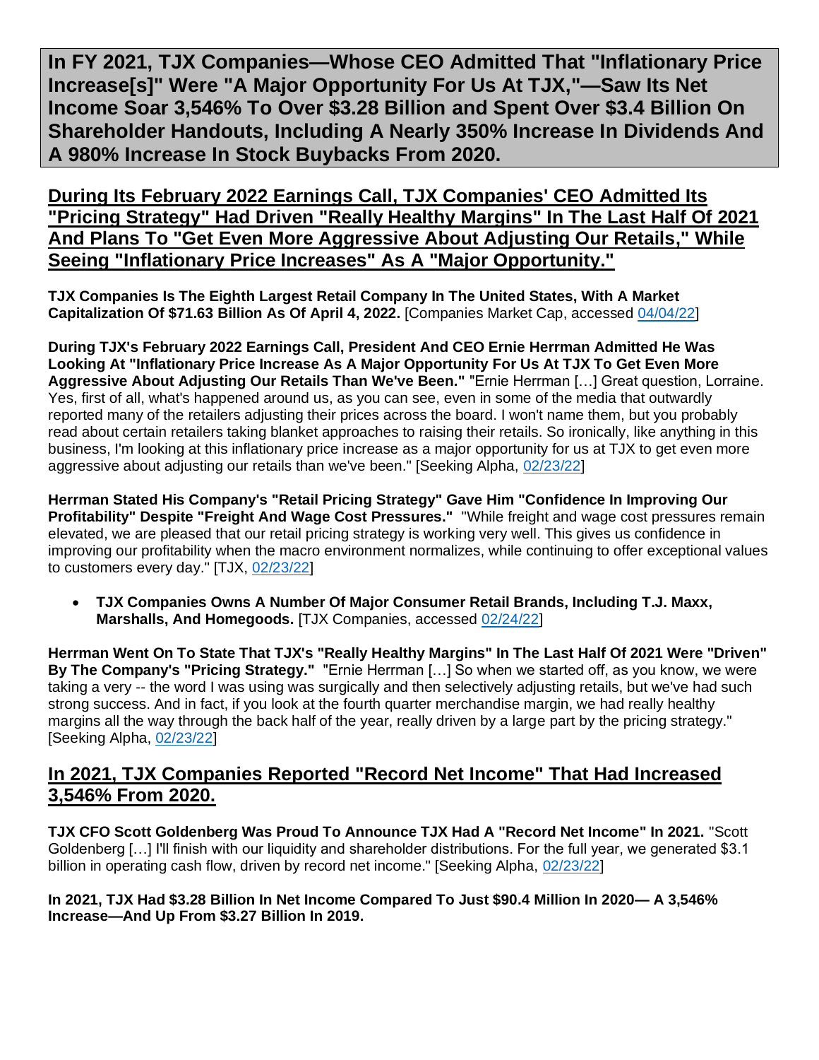**In FY 2021, TJX Companies—Whose CEO Admitted That "Inflationary Price Increase[s]" Were "A Major Opportunity For Us At TJX,"—Saw Its Net Income Soar 3,546% To Over $3.28 Billion and Spent Over $3.4 Billion On Shareholder Handouts, Including A Nearly 350% Increase In Dividends And A 980% Increase In Stock Buybacks From 2020.**

## During Its February 2022 Earnings Call, TJX Companies' CEO Admitted Its "Pricing Strategy" Had Driven "Really Healthy Margins" In The Last Half Of 2021 And Plans To "Get Even More Aggressive About Adjusting Our Retails," While Seeing "Inflationary Price Increases" As A "Major Opportunity."

**TJX Companies Is The Eighth Largest Retail Company In The United States, With A Market Capitalization Of $71.63 Billion As Of April 4, 2022.** [Companies Market Cap, accessed 04/04/22]

**During TJX's February 2022 Earnings Call, President And CEO Ernie Herrman Admitted He Was Looking At "Inflationary Price Increase As A Major Opportunity For Us At TJX To Get Even More Aggressive About Adjusting Our Retails Than We've Been."** "Ernie Herrman […] Great question, Lorraine. Yes, first of all, what's happened around us, as you can see, even in some of the media that outwardly reported many of the retailers adjusting their prices across the board. I won't name them, but you probably read about certain retailers taking blanket approaches to raising their retails. So ironically, like anything in this business, I'm looking at this inflationary price increase as a major opportunity for us at TJX to get even more aggressive about adjusting our retails than we've been." [Seeking Alpha, 02/23/22]

**Herrman Stated His Company's "Retail Pricing Strategy" Gave Him "Confidence In Improving Our Profitability" Despite "Freight And Wage Cost Pressures."** "While freight and wage cost pressures remain elevated, we are pleased that our retail pricing strategy is working very well. This gives us confidence in improving our profitability when the macro environment normalizes, while continuing to offer exceptional values to customers every day." [TJX, 02/23/22]

- **TJX Companies Owns A Number Of Major Consumer Retail Brands, Including T.J. Maxx, Marshalls, And Homegoods.** [TJX Companies, accessed 02/24/22]

**Herrman Went On To State That TJX's "Really Healthy Margins" In The Last Half Of 2021 Were "Driven" By The Company's "Pricing Strategy."** "Ernie Herrman […] So when we started off, as you know, we were taking a very -- the word I was using was surgically and then selectively adjusting retails, but we've had such strong success. And in fact, if you look at the fourth quarter merchandise margin, we had really healthy margins all the way through the back half of the year, really driven by a large part by the pricing strategy." [Seeking Alpha, 02/23/22]

## In 2021, TJX Companies Reported "Record Net Income" That Had Increased 3,546% From 2020.

**TJX CFO Scott Goldenberg Was Proud To Announce TJX Had A "Record Net Income" In 2021.** "Scott Goldenberg […] I'll finish with our liquidity and shareholder distributions. For the full year, we generated $3.1 billion in operating cash flow, driven by record net income." [Seeking Alpha, 02/23/22]

**In 2021, TJX Had $3.28 Billion In Net Income Compared To Just $90.4 Million In 2020— A 3,546% Increase—And Up From $3.27 Billion In 2019.**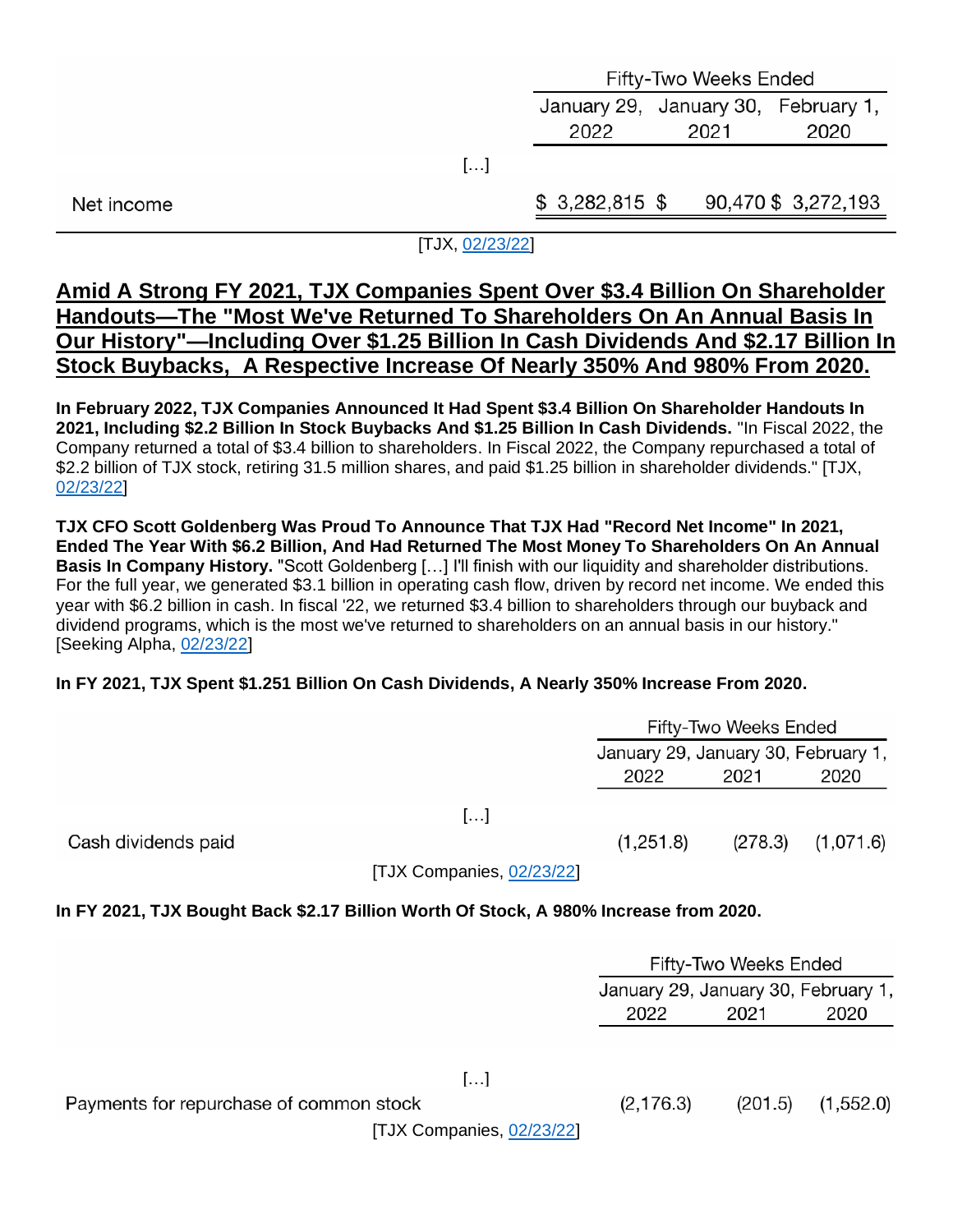| | Fifty-Two Weeks Ended | | |
|---|---|---|---|
| | January 29, 2022 | January 30, 2021 | February 1, 2020 |
| […] | | | |
| Net income | $ 3,282,815 | $ 90,470 | $ 3,272,193 |

[TJX, 02/23/22]

## Amid A Strong FY 2021, TJX Companies Spent Over $3.4 Billion On Shareholder Handouts—The "Most We've Returned To Shareholders On An Annual Basis In Our History"—Including Over $1.25 Billion In Cash Dividends And $2.17 Billion In Stock Buybacks, A Respective Increase Of Nearly 350% And 980% From 2020.

**In February 2022, TJX Companies Announced It Had Spent $3.4 Billion On Shareholder Handouts In 2021, Including $2.2 Billion In Stock Buybacks And $1.25 Billion In Cash Dividends.** "In Fiscal 2022, the Company returned a total of $3.4 billion to shareholders. In Fiscal 2022, the Company repurchased a total of $2.2 billion of TJX stock, retiring 31.5 million shares, and paid $1.25 billion in shareholder dividends." [TJX, 02/23/22]

**TJX CFO Scott Goldenberg Was Proud To Announce That TJX Had "Record Net Income" In 2021, Ended The Year With $6.2 Billion, And Had Returned The Most Money To Shareholders On An Annual Basis In Company History.** "Scott Goldenberg […] I'll finish with our liquidity and shareholder distributions. For the full year, we generated $3.1 billion in operating cash flow, driven by record net income. We ended this year with $6.2 billion in cash. In fiscal '22, we returned $3.4 billion to shareholders through our buyback and dividend programs, which is the most we've returned to shareholders on an annual basis in our history." [Seeking Alpha, 02/23/22]

**In FY 2021, TJX Spent $1.251 Billion On Cash Dividends, A Nearly 350% Increase From 2020.**

| | Fifty-Two Weeks Ended | | |
|---|---|---|---|
| | January 29, 2022 | January 30, 2021 | February 1, 2020 |
| […] | | | |
| Cash dividends paid | (1,251.8) | (278.3) | (1,071.6) |

[TJX Companies, 02/23/22]

**In FY 2021, TJX Bought Back $2.17 Billion Worth Of Stock, A 980% Increase from 2020.**

| | Fifty-Two Weeks Ended | | |
|---|---|---|---|
| | January 29, 2022 | January 30, 2021 | February 1, 2020 |
| […] | | | |
| Payments for repurchase of common stock | (2,176.3) | (201.5) | (1,552.0) |

[TJX Companies, 02/23/22]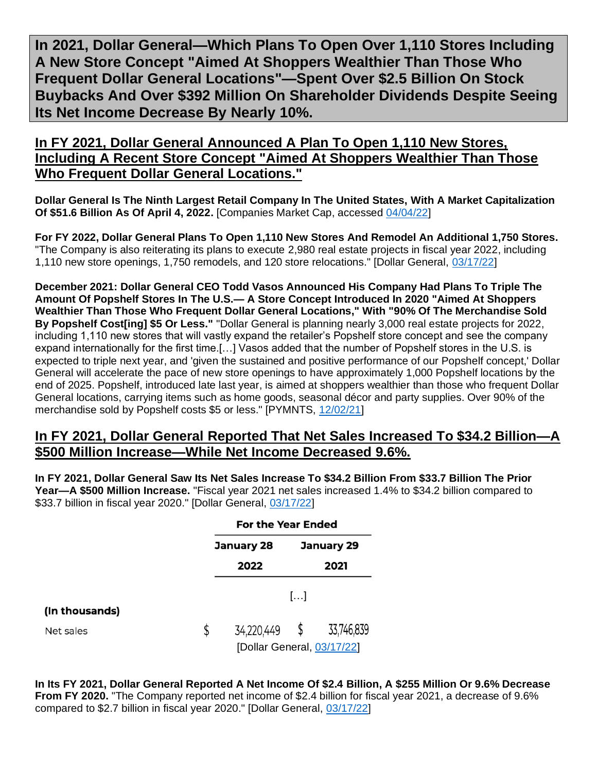# In 2021, Dollar General—Which Plans To Open Over 1,110 Stores Including A New Store Concept "Aimed At Shoppers Wealthier Than Those Who Frequent Dollar General Locations"—Spent Over $2.5 Billion On Stock Buybacks And Over $392 Million On Shareholder Dividends Despite Seeing Its Net Income Decrease By Nearly 10%.

## In FY 2021, Dollar General Announced A Plan To Open 1,110 New Stores, Including A Recent Store Concept "Aimed At Shoppers Wealthier Than Those Who Frequent Dollar General Locations."

**Dollar General Is The Ninth Largest Retail Company In The United States, With A Market Capitalization Of $51.6 Billion As Of April 4, 2022.** [Companies Market Cap, accessed 04/04/22]

**For FY 2022, Dollar General Plans To Open 1,110 New Stores And Remodel An Additional 1,750 Stores.** "The Company is also reiterating its plans to execute 2,980 real estate projects in fiscal year 2022, including 1,110 new store openings, 1,750 remodels, and 120 store relocations." [Dollar General, 03/17/22]

**December 2021: Dollar General CEO Todd Vasos Announced His Company Had Plans To Triple The Amount Of Popshelf Stores In The U.S.— A Store Concept Introduced In 2020 "Aimed At Shoppers Wealthier Than Those Who Frequent Dollar General Locations," With "90% Of The Merchandise Sold By Popshelf Cost[ing] $5 Or Less."** "Dollar General is planning nearly 3,000 real estate projects for 2022, including 1,110 new stores that will vastly expand the retailer's Popshelf store concept and see the company expand internationally for the first time.[…] Vasos added that the number of Popshelf stores in the U.S. is expected to triple next year, and 'given the sustained and positive performance of our Popshelf concept,' Dollar General will accelerate the pace of new store openings to have approximately 1,000 Popshelf locations by the end of 2025. Popshelf, introduced late last year, is aimed at shoppers wealthier than those who frequent Dollar General locations, carrying items such as home goods, seasonal décor and party supplies. Over 90% of the merchandise sold by Popshelf costs $5 or less." [PYMNTS, 12/02/21]

## In FY 2021, Dollar General Reported That Net Sales Increased To $34.2 Billion—A $500 Million Increase—While Net Income Decreased 9.6%.

**In FY 2021, Dollar General Saw Its Net Sales Increase To $34.2 Billion From $33.7 Billion The Prior Year—A $500 Million Increase.** "Fiscal year 2021 net sales increased 1.4% to $34.2 billion compared to $33.7 billion in fiscal year 2020." [Dollar General, 03/17/22]

| | For the Year Ended | |
|---|---|---|
| | January 28 2022 | January 29 2021 |
| | […] | |
| (In thousands) | | |
| Net sales | $ 34,220,449 | $ 33,746,839 |

[Dollar General, 03/17/22]

**In Its FY 2021, Dollar General Reported A Net Income Of $2.4 Billion, A $255 Million Or 9.6% Decrease From FY 2020.** "The Company reported net income of $2.4 billion for fiscal year 2021, a decrease of 9.6% compared to $2.7 billion in fiscal year 2020." [Dollar General, 03/17/22]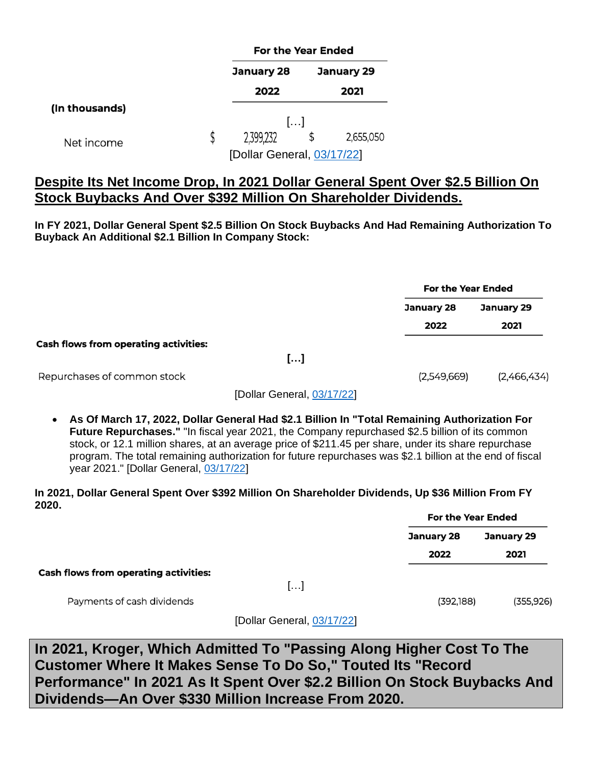| (In thousands) | For the Year Ended January 28 2022 | For the Year Ended January 29 2021 |
|---|---|---|
| | […] | |
| Net income | $ 2,399,232 | $ 2,655,050 |

[Dollar General, 03/17/22]

## Despite Its Net Income Drop, In 2021 Dollar General Spent Over $2.5 Billion On Stock Buybacks And Over $392 Million On Shareholder Dividends.

**In FY 2021, Dollar General Spent $2.5 Billion On Stock Buybacks And Had Remaining Authorization To Buyback An Additional $2.1 Billion In Company Stock:**

| | For the Year Ended January 28 2022 | For the Year Ended January 29 2021 |
|---|---|---|
| **Cash flows from operating activities:** | | |
| […] | | |
| Repurchases of common stock | (2,549,669) | (2,466,434) |

[Dollar General, 03/17/22]

- **As Of March 17, 2022, Dollar General Had $2.1 Billion In "Total Remaining Authorization For Future Repurchases."** "In fiscal year 2021, the Company repurchased $2.5 billion of its common stock, or 12.1 million shares, at an average price of $211.45 per share, under its share repurchase program. The total remaining authorization for future repurchases was $2.1 billion at the end of fiscal year 2021." [Dollar General, 03/17/22]

**In 2021, Dollar General Spent Over $392 Million On Shareholder Dividends, Up $36 Million From FY 2020.**

| | For the Year Ended January 28 2022 | For the Year Ended January 29 2021 |
|---|---|---|
| **Cash flows from operating activities:** | | |
| […] | | |
| Payments of cash dividends | (392,188) | (355,926) |

[Dollar General, 03/17/22]

## In 2021, Kroger, Which Admitted To "Passing Along Higher Cost To The Customer Where It Makes Sense To Do So," Touted Its "Record Performance" In 2021 As It Spent Over $2.2 Billion On Stock Buybacks And Dividends—An Over $330 Million Increase From 2020.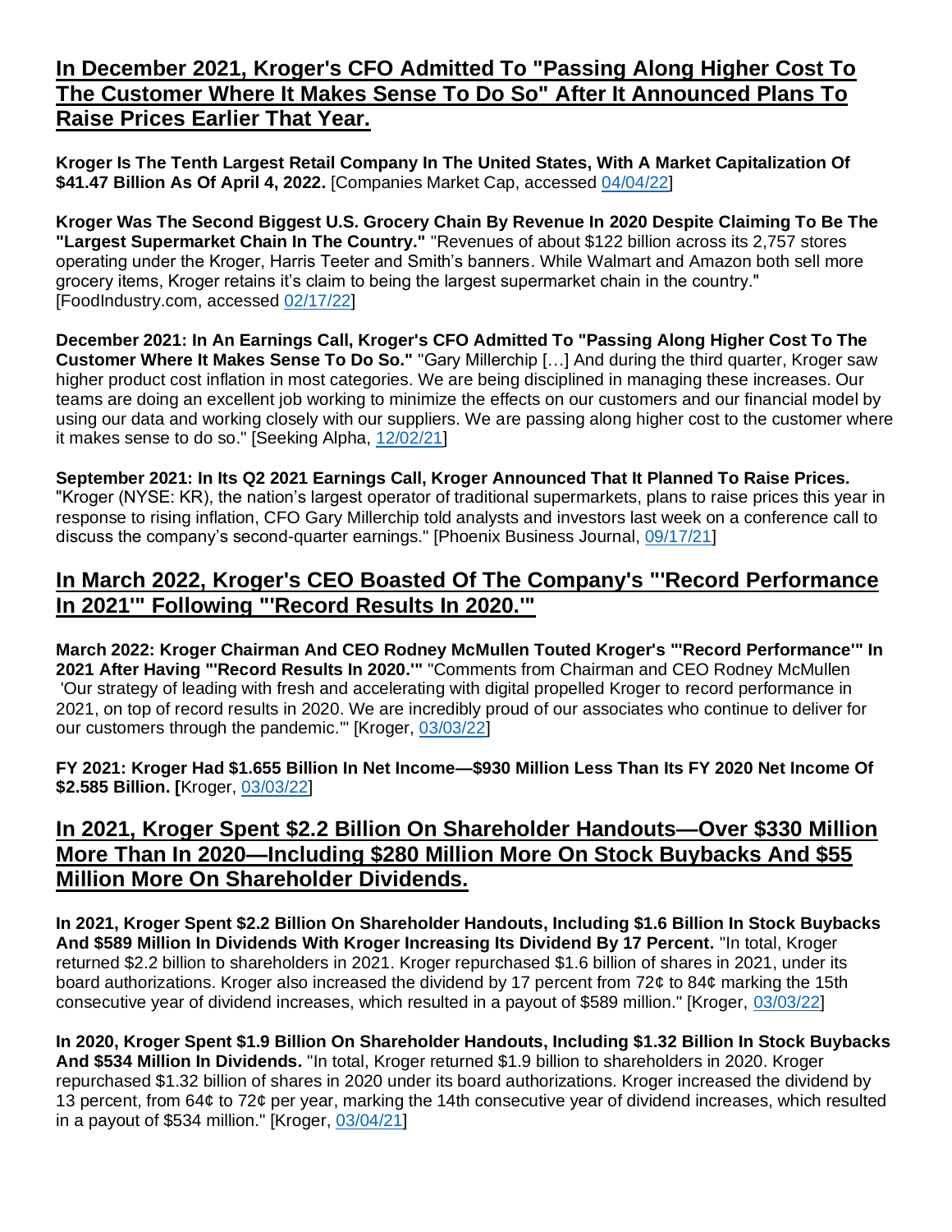## In December 2021, Kroger's CFO Admitted To "Passing Along Higher Cost To The Customer Where It Makes Sense To Do So" After It Announced Plans To Raise Prices Earlier That Year.

**Kroger Is The Tenth Largest Retail Company In The United States, With A Market Capitalization Of $41.47 Billion As Of April 4, 2022.** [Companies Market Cap, accessed 04/04/22]

**Kroger Was The Second Biggest U.S. Grocery Chain By Revenue In 2020 Despite Claiming To Be The "Largest Supermarket Chain In The Country."** "Revenues of about $122 billion across its 2,757 stores operating under the Kroger, Harris Teeter and Smith's banners. While Walmart and Amazon both sell more grocery items, Kroger retains it's claim to being the largest supermarket chain in the country." [FoodIndustry.com, accessed 02/17/22]

**December 2021: In An Earnings Call, Kroger's CFO Admitted To "Passing Along Higher Cost To The Customer Where It Makes Sense To Do So."** "Gary Millerchip […] And during the third quarter, Kroger saw higher product cost inflation in most categories. We are being disciplined in managing these increases. Our teams are doing an excellent job working to minimize the effects on our customers and our financial model by using our data and working closely with our suppliers. We are passing along higher cost to the customer where it makes sense to do so." [Seeking Alpha, 12/02/21]

**September 2021: In Its Q2 2021 Earnings Call, Kroger Announced That It Planned To Raise Prices.** "Kroger (NYSE: KR), the nation's largest operator of traditional supermarkets, plans to raise prices this year in response to rising inflation, CFO Gary Millerchip told analysts and investors last week on a conference call to discuss the company's second-quarter earnings." [Phoenix Business Journal, 09/17/21]

## In March 2022, Kroger's CEO Boasted Of The Company's "'Record Performance In 2021'" Following "'Record Results In 2020.'"

**March 2022: Kroger Chairman And CEO Rodney McMullen Touted Kroger's "'Record Performance'" In 2021 After Having "'Record Results In 2020.'"** "Comments from Chairman and CEO Rodney McMullen 'Our strategy of leading with fresh and accelerating with digital propelled Kroger to record performance in 2021, on top of record results in 2020. We are incredibly proud of our associates who continue to deliver for our customers through the pandemic.'" [Kroger, 03/03/22]

**FY 2021: Kroger Had $1.655 Billion In Net Income—$930 Million Less Than Its FY 2020 Net Income Of $2.585 Billion. [**Kroger, 03/03/22]

## In 2021, Kroger Spent $2.2 Billion On Shareholder Handouts—Over $330 Million More Than In 2020—Including $280 Million More On Stock Buybacks And $55 Million More On Shareholder Dividends.

**In 2021, Kroger Spent $2.2 Billion On Shareholder Handouts, Including $1.6 Billion In Stock Buybacks And $589 Million In Dividends With Kroger Increasing Its Dividend By 17 Percent.** "In total, Kroger returned $2.2 billion to shareholders in 2021. Kroger repurchased $1.6 billion of shares in 2021, under its board authorizations. Kroger also increased the dividend by 17 percent from 72¢ to 84¢ marking the 15th consecutive year of dividend increases, which resulted in a payout of $589 million." [Kroger, 03/03/22]

**In 2020, Kroger Spent $1.9 Billion On Shareholder Handouts, Including $1.32 Billion In Stock Buybacks And $534 Million In Dividends.** "In total, Kroger returned $1.9 billion to shareholders in 2020. Kroger repurchased $1.32 billion of shares in 2020 under its board authorizations. Kroger increased the dividend by 13 percent, from 64¢ to 72¢ per year, marking the 14th consecutive year of dividend increases, which resulted in a payout of $534 million." [Kroger, 03/04/21]